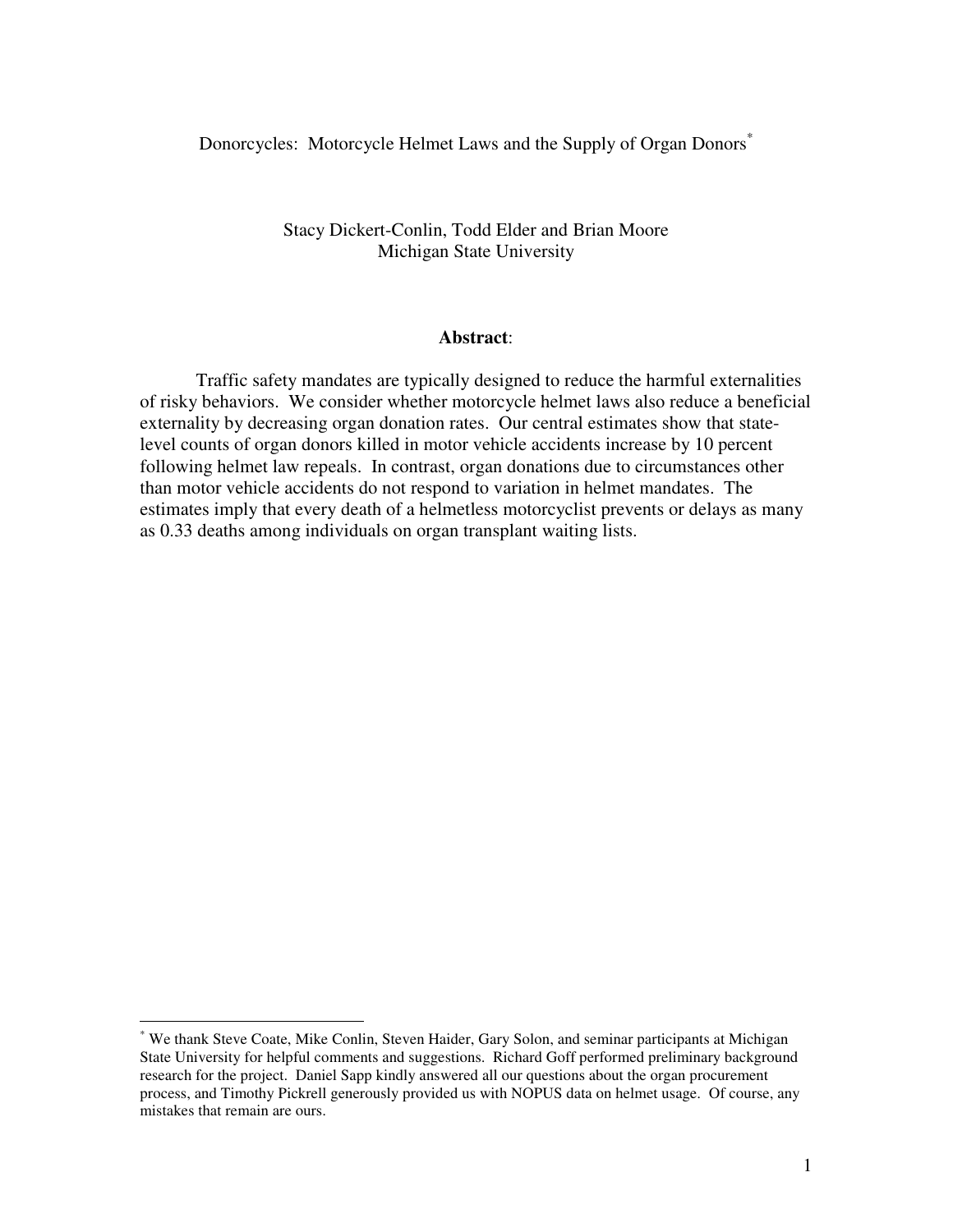# Donorcycles: Motorcycle Helmet Laws and the Supply of Organ Donors*

Stacy Dickert-Conlin, Todd Elder and Brian Moore
Michigan State University

**Abstract**:

Traffic safety mandates are typically designed to reduce the harmful externalities of risky behaviors. We consider whether motorcycle helmet laws also reduce a beneficial externality by decreasing organ donation rates. Our central estimates show that state-level counts of organ donors killed in motor vehicle accidents increase by 10 percent following helmet law repeals. In contrast, organ donations due to circumstances other than motor vehicle accidents do not respond to variation in helmet mandates. The estimates imply that every death of a helmetless motorcyclist prevents or delays as many as 0.33 deaths among individuals on organ transplant waiting lists.

---

* We thank Steve Coate, Mike Conlin, Steven Haider, Gary Solon, and seminar participants at Michigan State University for helpful comments and suggestions. Richard Goff performed preliminary background research for the project. Daniel Sapp kindly answered all our questions about the organ procurement process, and Timothy Pickrell generously provided us with NOPUS data on helmet usage. Of course, any mistakes that remain are ours.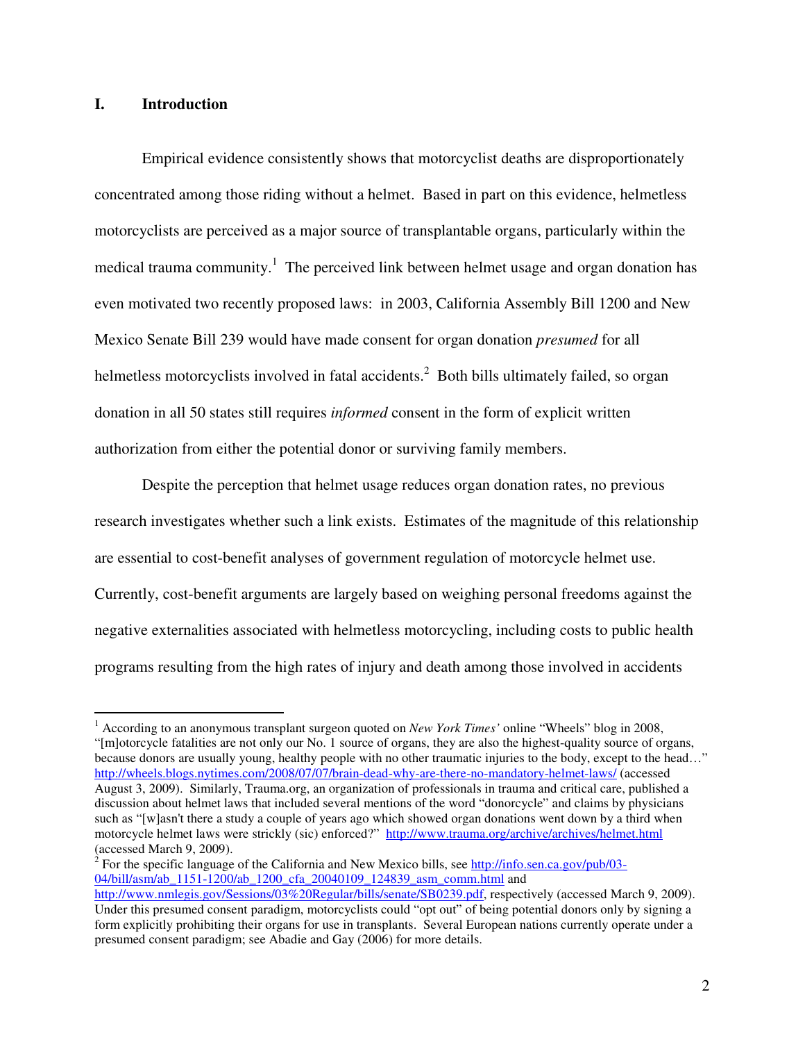## I. Introduction

Empirical evidence consistently shows that motorcyclist deaths are disproportionately concentrated among those riding without a helmet. Based in part on this evidence, helmetless motorcyclists are perceived as a major source of transplantable organs, particularly within the medical trauma community.[1] The perceived link between helmet usage and organ donation has even motivated two recently proposed laws: in 2003, California Assembly Bill 1200 and New Mexico Senate Bill 239 would have made consent for organ donation *presumed* for all helmetless motorcyclists involved in fatal accidents.[2] Both bills ultimately failed, so organ donation in all 50 states still requires *informed* consent in the form of explicit written authorization from either the potential donor or surviving family members.

Despite the perception that helmet usage reduces organ donation rates, no previous research investigates whether such a link exists. Estimates of the magnitude of this relationship are essential to cost-benefit analyses of government regulation of motorcycle helmet use. Currently, cost-benefit arguments are largely based on weighing personal freedoms against the negative externalities associated with helmetless motorcycling, including costs to public health programs resulting from the high rates of injury and death among those involved in accidents

---

[1] According to an anonymous transplant surgeon quoted on *New York Times'* online "Wheels" blog in 2008, "[m]otorcycle fatalities are not only our No. 1 source of organs, they are also the highest-quality source of organs, because donors are usually young, healthy people with no other traumatic injuries to the body, except to the head…" http://wheels.blogs.nytimes.com/2008/07/07/brain-dead-why-are-there-no-mandatory-helmet-laws/ (accessed August 3, 2009). Similarly, Trauma.org, an organization of professionals in trauma and critical care, published a discussion about helmet laws that included several mentions of the word "donorcycle" and claims by physicians such as "[w]asn't there a study a couple of years ago which showed organ donations went down by a third when motorcycle helmet laws were strickly (sic) enforced?" http://www.trauma.org/archive/archives/helmet.html (accessed March 9, 2009).

[2] For the specific language of the California and New Mexico bills, see http://info.sen.ca.gov/pub/03-04/bill/asm/ab_1151-1200/ab_1200_cfa_20040109_124839_asm_comm.html and http://www.nmlegis.gov/Sessions/03%20Regular/bills/senate/SB0239.pdf, respectively (accessed March 9, 2009). Under this presumed consent paradigm, motorcyclists could "opt out" of being potential donors only by signing a form explicitly prohibiting their organs for use in transplants. Several European nations currently operate under a presumed consent paradigm; see Abadie and Gay (2006) for more details.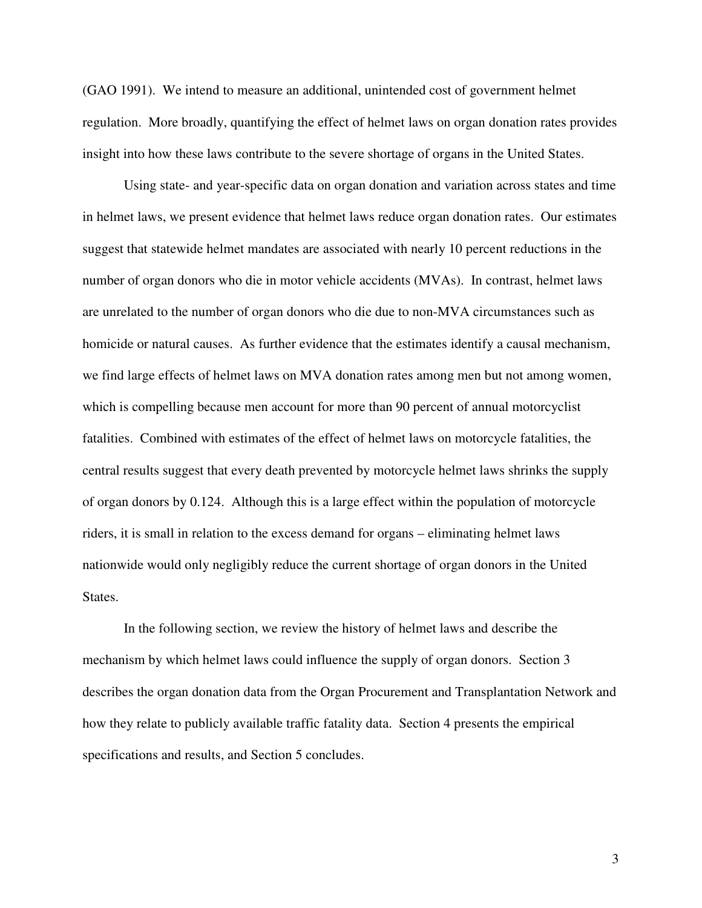(GAO 1991). We intend to measure an additional, unintended cost of government helmet regulation. More broadly, quantifying the effect of helmet laws on organ donation rates provides insight into how these laws contribute to the severe shortage of organs in the United States.

Using state- and year-specific data on organ donation and variation across states and time in helmet laws, we present evidence that helmet laws reduce organ donation rates. Our estimates suggest that statewide helmet mandates are associated with nearly 10 percent reductions in the number of organ donors who die in motor vehicle accidents (MVAs). In contrast, helmet laws are unrelated to the number of organ donors who die due to non-MVA circumstances such as homicide or natural causes. As further evidence that the estimates identify a causal mechanism, we find large effects of helmet laws on MVA donation rates among men but not among women, which is compelling because men account for more than 90 percent of annual motorcyclist fatalities. Combined with estimates of the effect of helmet laws on motorcycle fatalities, the central results suggest that every death prevented by motorcycle helmet laws shrinks the supply of organ donors by 0.124. Although this is a large effect within the population of motorcycle riders, it is small in relation to the excess demand for organs – eliminating helmet laws nationwide would only negligibly reduce the current shortage of organ donors in the United States.

In the following section, we review the history of helmet laws and describe the mechanism by which helmet laws could influence the supply of organ donors. Section 3 describes the organ donation data from the Organ Procurement and Transplantation Network and how they relate to publicly available traffic fatality data. Section 4 presents the empirical specifications and results, and Section 5 concludes.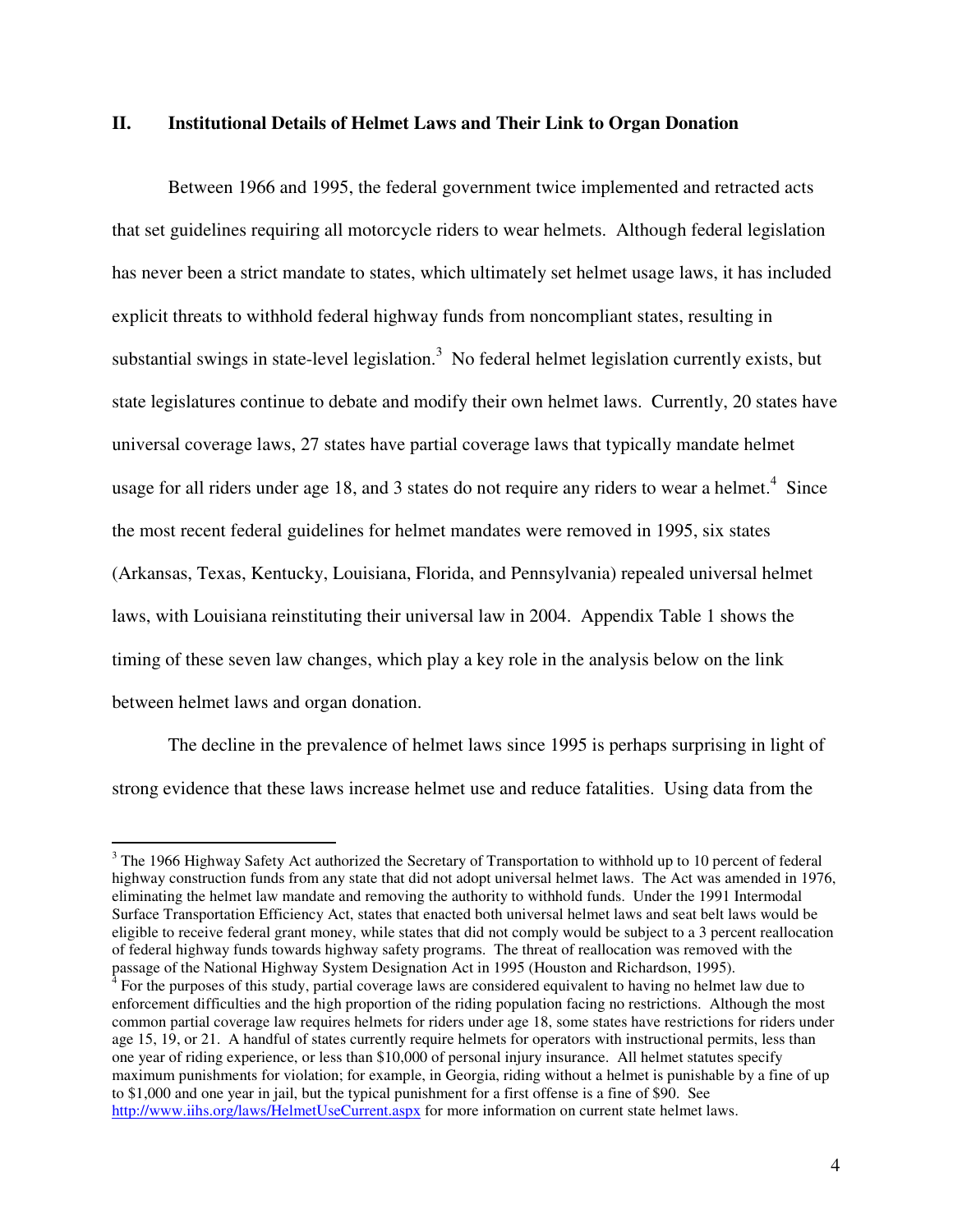## II. Institutional Details of Helmet Laws and Their Link to Organ Donation

Between 1966 and 1995, the federal government twice implemented and retracted acts that set guidelines requiring all motorcycle riders to wear helmets. Although federal legislation has never been a strict mandate to states, which ultimately set helmet usage laws, it has included explicit threats to withhold federal highway funds from noncompliant states, resulting in substantial swings in state-level legislation.[3] No federal helmet legislation currently exists, but state legislatures continue to debate and modify their own helmet laws. Currently, 20 states have universal coverage laws, 27 states have partial coverage laws that typically mandate helmet usage for all riders under age 18, and 3 states do not require any riders to wear a helmet.[4] Since the most recent federal guidelines for helmet mandates were removed in 1995, six states (Arkansas, Texas, Kentucky, Louisiana, Florida, and Pennsylvania) repealed universal helmet laws, with Louisiana reinstituting their universal law in 2004. Appendix Table 1 shows the timing of these seven law changes, which play a key role in the analysis below on the link between helmet laws and organ donation.

The decline in the prevalence of helmet laws since 1995 is perhaps surprising in light of strong evidence that these laws increase helmet use and reduce fatalities. Using data from the

---

[3] The 1966 Highway Safety Act authorized the Secretary of Transportation to withhold up to 10 percent of federal highway construction funds from any state that did not adopt universal helmet laws. The Act was amended in 1976, eliminating the helmet law mandate and removing the authority to withhold funds. Under the 1991 Intermodal Surface Transportation Efficiency Act, states that enacted both universal helmet laws and seat belt laws would be eligible to receive federal grant money, while states that did not comply would be subject to a 3 percent reallocation of federal highway funds towards highway safety programs. The threat of reallocation was removed with the passage of the National Highway System Designation Act in 1995 (Houston and Richardson, 1995).

[4] For the purposes of this study, partial coverage laws are considered equivalent to having no helmet law due to enforcement difficulties and the high proportion of the riding population facing no restrictions. Although the most common partial coverage law requires helmets for riders under age 18, some states have restrictions for riders under age 15, 19, or 21. A handful of states currently require helmets for operators with instructional permits, less than one year of riding experience, or less than $10,000 of personal injury insurance. All helmet statutes specify maximum punishments for violation; for example, in Georgia, riding without a helmet is punishable by a fine of up to $1,000 and one year in jail, but the typical punishment for a first offense is a fine of $90. See http://www.iihs.org/laws/HelmetUseCurrent.aspx for more information on current state helmet laws.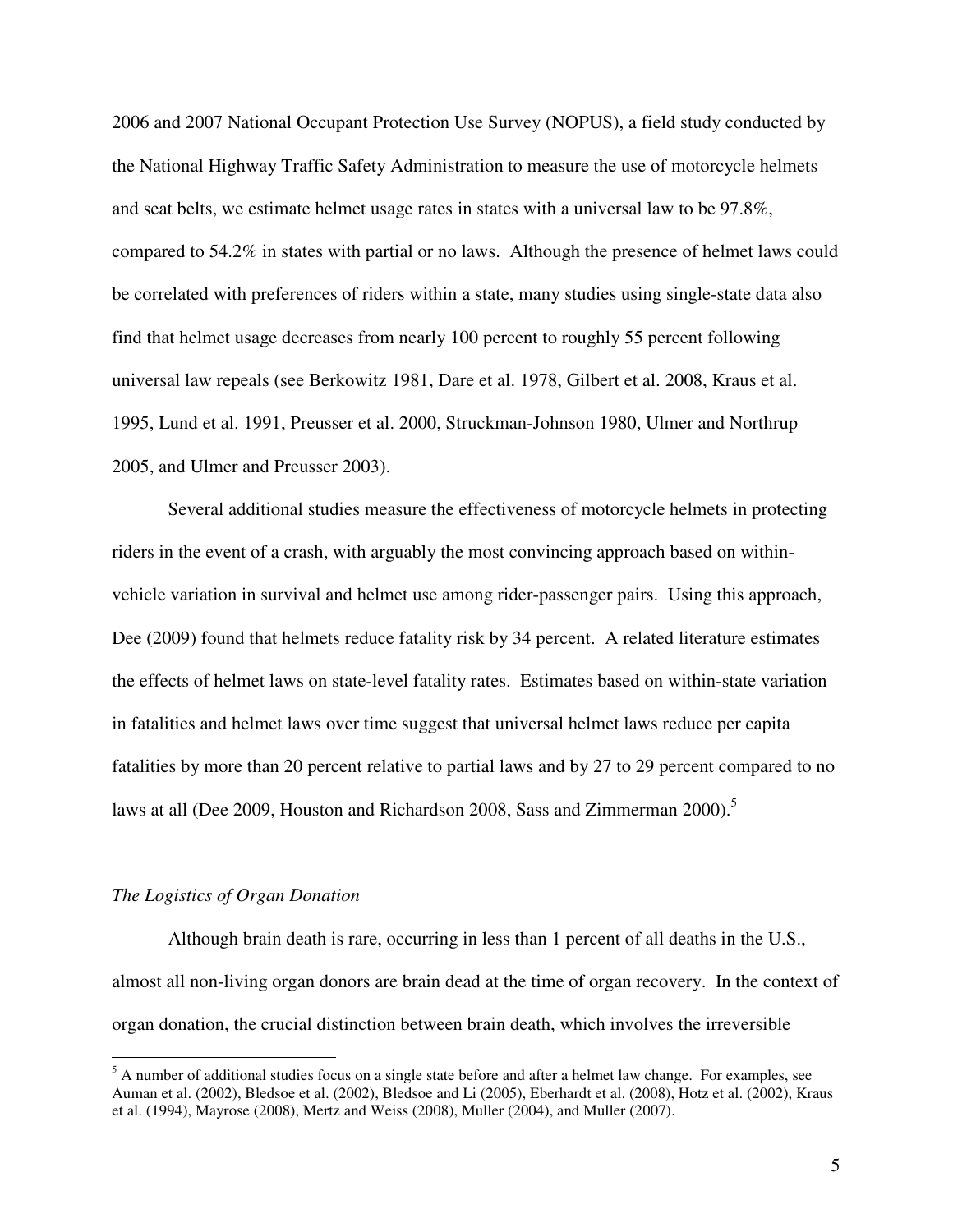2006 and 2007 National Occupant Protection Use Survey (NOPUS), a field study conducted by the National Highway Traffic Safety Administration to measure the use of motorcycle helmets and seat belts, we estimate helmet usage rates in states with a universal law to be 97.8%, compared to 54.2% in states with partial or no laws. Although the presence of helmet laws could be correlated with preferences of riders within a state, many studies using single-state data also find that helmet usage decreases from nearly 100 percent to roughly 55 percent following universal law repeals (see Berkowitz 1981, Dare et al. 1978, Gilbert et al. 2008, Kraus et al. 1995, Lund et al. 1991, Preusser et al. 2000, Struckman-Johnson 1980, Ulmer and Northrup 2005, and Ulmer and Preusser 2003).

Several additional studies measure the effectiveness of motorcycle helmets in protecting riders in the event of a crash, with arguably the most convincing approach based on within-vehicle variation in survival and helmet use among rider-passenger pairs. Using this approach, Dee (2009) found that helmets reduce fatality risk by 34 percent. A related literature estimates the effects of helmet laws on state-level fatality rates. Estimates based on within-state variation in fatalities and helmet laws over time suggest that universal helmet laws reduce per capita fatalities by more than 20 percent relative to partial laws and by 27 to 29 percent compared to no laws at all (Dee 2009, Houston and Richardson 2008, Sass and Zimmerman 2000).[5]

*The Logistics of Organ Donation*

Although brain death is rare, occurring in less than 1 percent of all deaths in the U.S., almost all non-living organ donors are brain dead at the time of organ recovery. In the context of organ donation, the crucial distinction between brain death, which involves the irreversible

[5] A number of additional studies focus on a single state before and after a helmet law change. For examples, see Auman et al. (2002), Bledsoe et al. (2002), Bledsoe and Li (2005), Eberhardt et al. (2008), Hotz et al. (2002), Kraus et al. (1994), Mayrose (2008), Mertz and Weiss (2008), Muller (2004), and Muller (2007).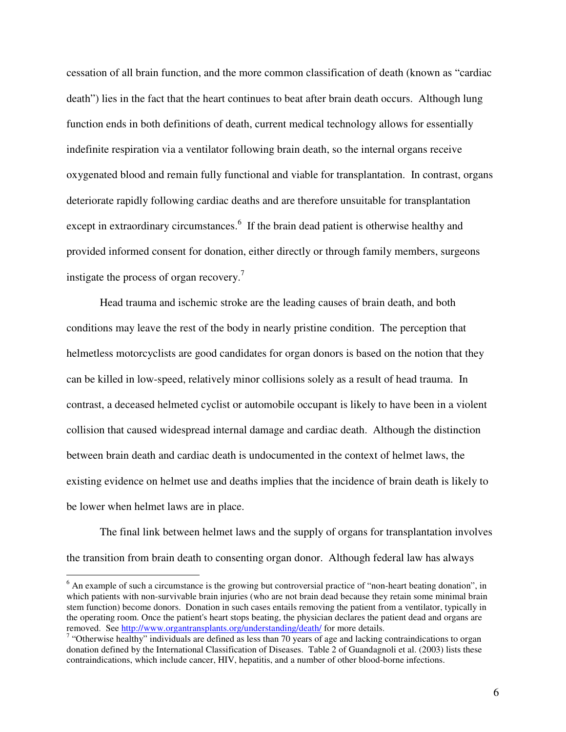cessation of all brain function, and the more common classification of death (known as "cardiac death") lies in the fact that the heart continues to beat after brain death occurs. Although lung function ends in both definitions of death, current medical technology allows for essentially indefinite respiration via a ventilator following brain death, so the internal organs receive oxygenated blood and remain fully functional and viable for transplantation. In contrast, organs deteriorate rapidly following cardiac deaths and are therefore unsuitable for transplantation except in extraordinary circumstances.[6] If the brain dead patient is otherwise healthy and provided informed consent for donation, either directly or through family members, surgeons instigate the process of organ recovery.[7]

Head trauma and ischemic stroke are the leading causes of brain death, and both conditions may leave the rest of the body in nearly pristine condition. The perception that helmetless motorcyclists are good candidates for organ donors is based on the notion that they can be killed in low-speed, relatively minor collisions solely as a result of head trauma. In contrast, a deceased helmeted cyclist or automobile occupant is likely to have been in a violent collision that caused widespread internal damage and cardiac death. Although the distinction between brain death and cardiac death is undocumented in the context of helmet laws, the existing evidence on helmet use and deaths implies that the incidence of brain death is likely to be lower when helmet laws are in place.

The final link between helmet laws and the supply of organs for transplantation involves the transition from brain death to consenting organ donor. Although federal law has always

---

[6] An example of such a circumstance is the growing but controversial practice of "non-heart beating donation", in which patients with non-survivable brain injuries (who are not brain dead because they retain some minimal brain stem function) become donors. Donation in such cases entails removing the patient from a ventilator, typically in the operating room. Once the patient's heart stops beating, the physician declares the patient dead and organs are removed. See http://www.organtransplants.org/understanding/death/ for more details.

[7] "Otherwise healthy" individuals are defined as less than 70 years of age and lacking contraindications to organ donation defined by the International Classification of Diseases. Table 2 of Guandagnoli et al. (2003) lists these contraindications, which include cancer, HIV, hepatitis, and a number of other blood-borne infections.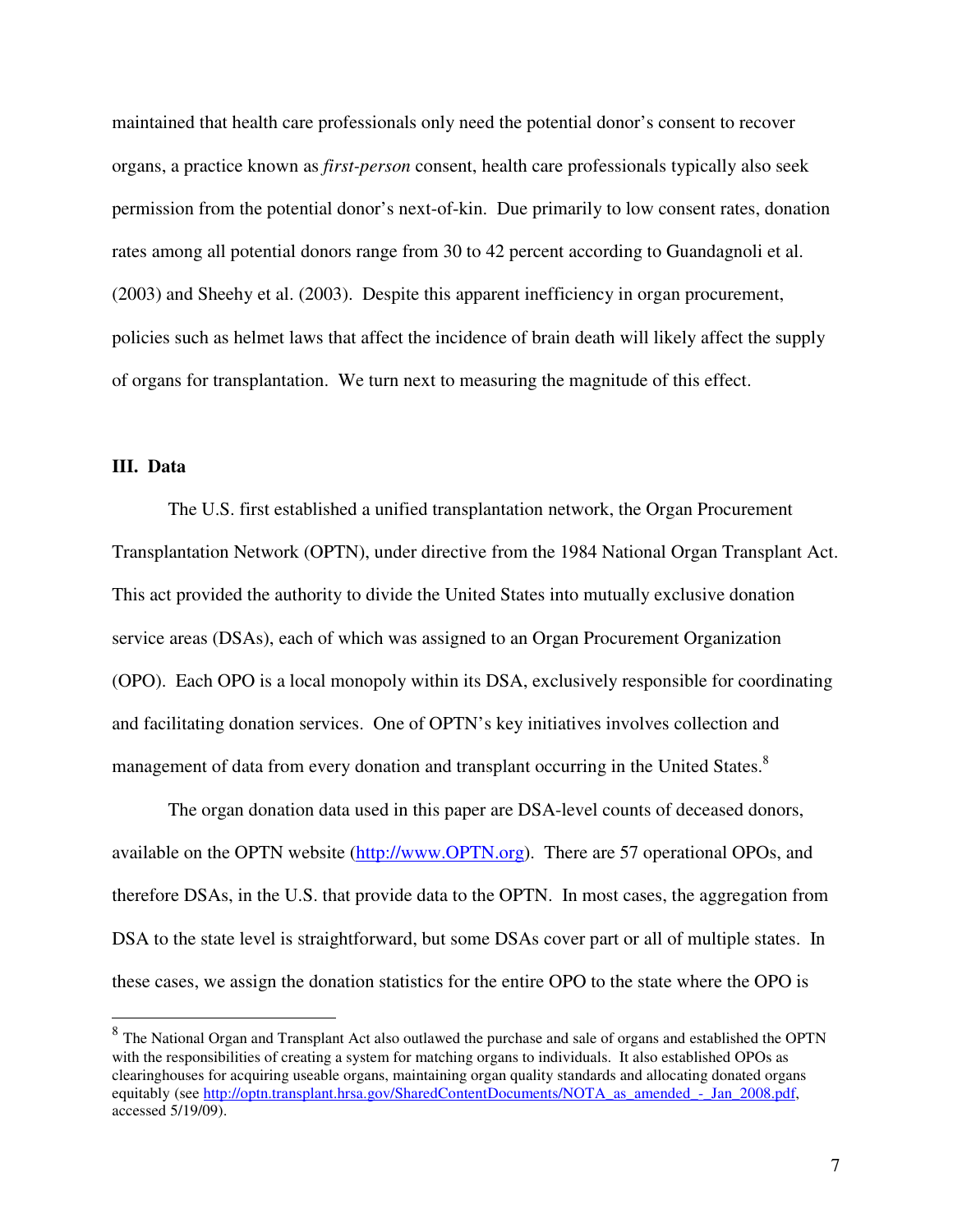maintained that health care professionals only need the potential donor's consent to recover organs, a practice known as *first-person* consent, health care professionals typically also seek permission from the potential donor's next-of-kin. Due primarily to low consent rates, donation rates among all potential donors range from 30 to 42 percent according to Guandagnoli et al. (2003) and Sheehy et al. (2003). Despite this apparent inefficiency in organ procurement, policies such as helmet laws that affect the incidence of brain death will likely affect the supply of organs for transplantation. We turn next to measuring the magnitude of this effect.

## III. Data

The U.S. first established a unified transplantation network, the Organ Procurement Transplantation Network (OPTN), under directive from the 1984 National Organ Transplant Act. This act provided the authority to divide the United States into mutually exclusive donation service areas (DSAs), each of which was assigned to an Organ Procurement Organization (OPO). Each OPO is a local monopoly within its DSA, exclusively responsible for coordinating and facilitating donation services. One of OPTN's key initiatives involves collection and management of data from every donation and transplant occurring in the United States.[8]

The organ donation data used in this paper are DSA-level counts of deceased donors, available on the OPTN website (http://www.OPTN.org). There are 57 operational OPOs, and therefore DSAs, in the U.S. that provide data to the OPTN. In most cases, the aggregation from DSA to the state level is straightforward, but some DSAs cover part or all of multiple states. In these cases, we assign the donation statistics for the entire OPO to the state where the OPO is

---

[8] The National Organ and Transplant Act also outlawed the purchase and sale of organs and established the OPTN with the responsibilities of creating a system for matching organs to individuals. It also established OPOs as clearinghouses for acquiring useable organs, maintaining organ quality standards and allocating donated organs equitably (see http://optn.transplant.hrsa.gov/SharedContentDocuments/NOTA_as_amended_-_Jan_2008.pdf, accessed 5/19/09).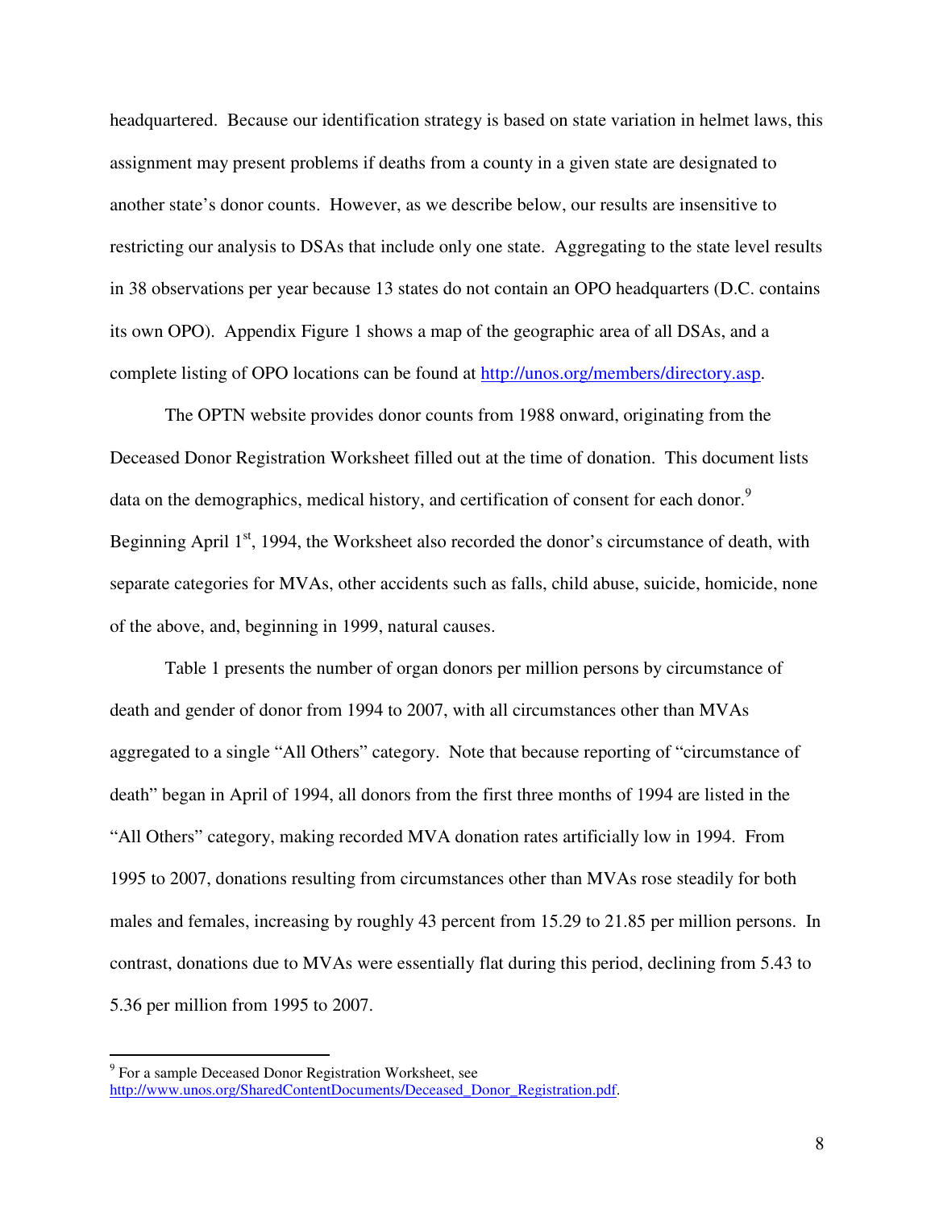headquartered. Because our identification strategy is based on state variation in helmet laws, this assignment may present problems if deaths from a county in a given state are designated to another state's donor counts. However, as we describe below, our results are insensitive to restricting our analysis to DSAs that include only one state. Aggregating to the state level results in 38 observations per year because 13 states do not contain an OPO headquarters (D.C. contains its own OPO). Appendix Figure 1 shows a map of the geographic area of all DSAs, and a complete listing of OPO locations can be found at http://unos.org/members/directory.asp.

The OPTN website provides donor counts from 1988 onward, originating from the Deceased Donor Registration Worksheet filled out at the time of donation. This document lists data on the demographics, medical history, and certification of consent for each donor.[9] Beginning April 1st, 1994, the Worksheet also recorded the donor's circumstance of death, with separate categories for MVAs, other accidents such as falls, child abuse, suicide, homicide, none of the above, and, beginning in 1999, natural causes.

Table 1 presents the number of organ donors per million persons by circumstance of death and gender of donor from 1994 to 2007, with all circumstances other than MVAs aggregated to a single "All Others" category. Note that because reporting of "circumstance of death" began in April of 1994, all donors from the first three months of 1994 are listed in the "All Others" category, making recorded MVA donation rates artificially low in 1994. From 1995 to 2007, donations resulting from circumstances other than MVAs rose steadily for both males and females, increasing by roughly 43 percent from 15.29 to 21.85 per million persons. In contrast, donations due to MVAs were essentially flat during this period, declining from 5.43 to 5.36 per million from 1995 to 2007.

[9] For a sample Deceased Donor Registration Worksheet, see http://www.unos.org/SharedContentDocuments/Deceased_Donor_Registration.pdf.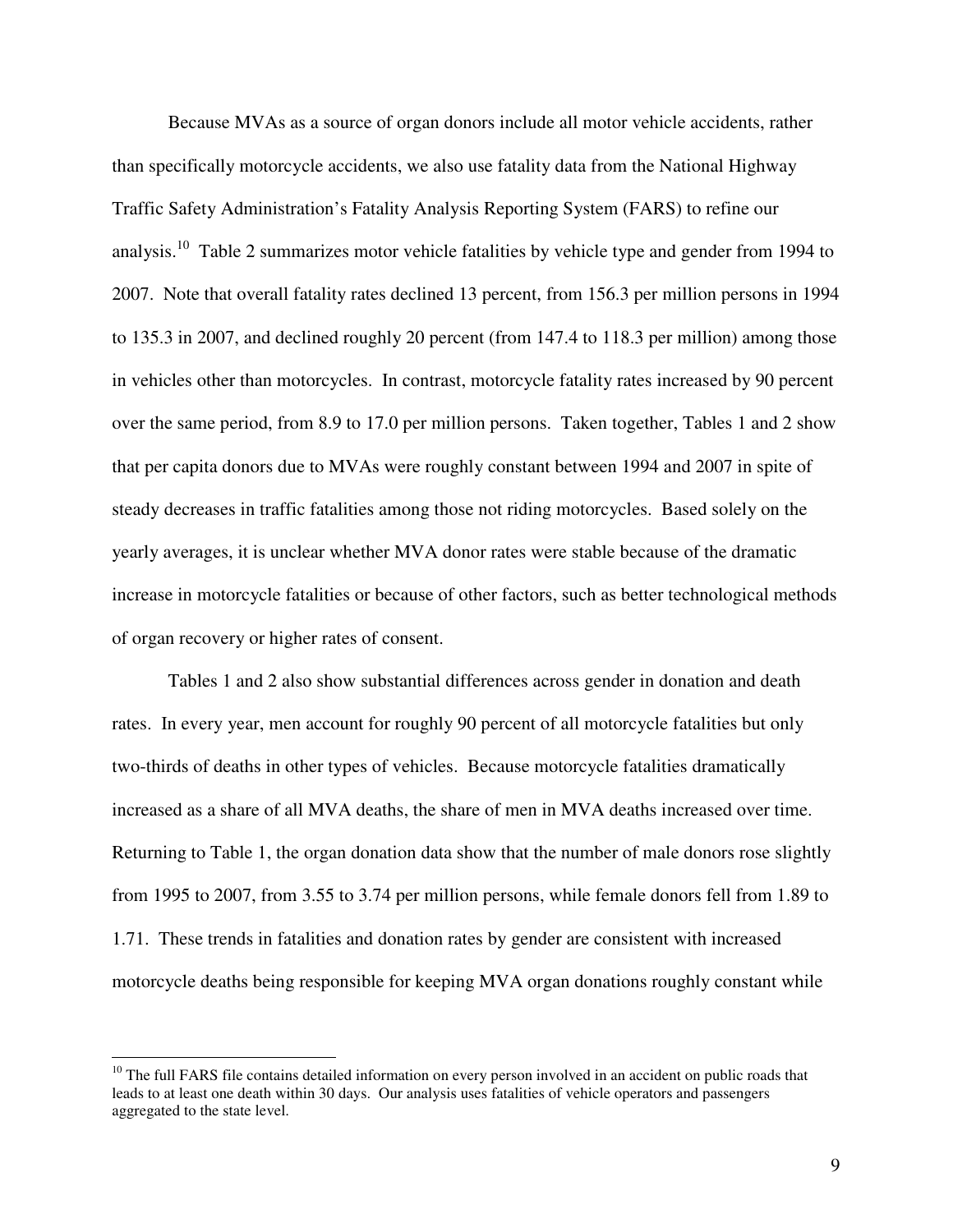Because MVAs as a source of organ donors include all motor vehicle accidents, rather than specifically motorcycle accidents, we also use fatality data from the National Highway Traffic Safety Administration's Fatality Analysis Reporting System (FARS) to refine our analysis.[10] Table 2 summarizes motor vehicle fatalities by vehicle type and gender from 1994 to 2007. Note that overall fatality rates declined 13 percent, from 156.3 per million persons in 1994 to 135.3 in 2007, and declined roughly 20 percent (from 147.4 to 118.3 per million) among those in vehicles other than motorcycles. In contrast, motorcycle fatality rates increased by 90 percent over the same period, from 8.9 to 17.0 per million persons. Taken together, Tables 1 and 2 show that per capita donors due to MVAs were roughly constant between 1994 and 2007 in spite of steady decreases in traffic fatalities among those not riding motorcycles. Based solely on the yearly averages, it is unclear whether MVA donor rates were stable because of the dramatic increase in motorcycle fatalities or because of other factors, such as better technological methods of organ recovery or higher rates of consent.

Tables 1 and 2 also show substantial differences across gender in donation and death rates. In every year, men account for roughly 90 percent of all motorcycle fatalities but only two-thirds of deaths in other types of vehicles. Because motorcycle fatalities dramatically increased as a share of all MVA deaths, the share of men in MVA deaths increased over time. Returning to Table 1, the organ donation data show that the number of male donors rose slightly from 1995 to 2007, from 3.55 to 3.74 per million persons, while female donors fell from 1.89 to 1.71. These trends in fatalities and donation rates by gender are consistent with increased motorcycle deaths being responsible for keeping MVA organ donations roughly constant while

[10] The full FARS file contains detailed information on every person involved in an accident on public roads that leads to at least one death within 30 days. Our analysis uses fatalities of vehicle operators and passengers aggregated to the state level.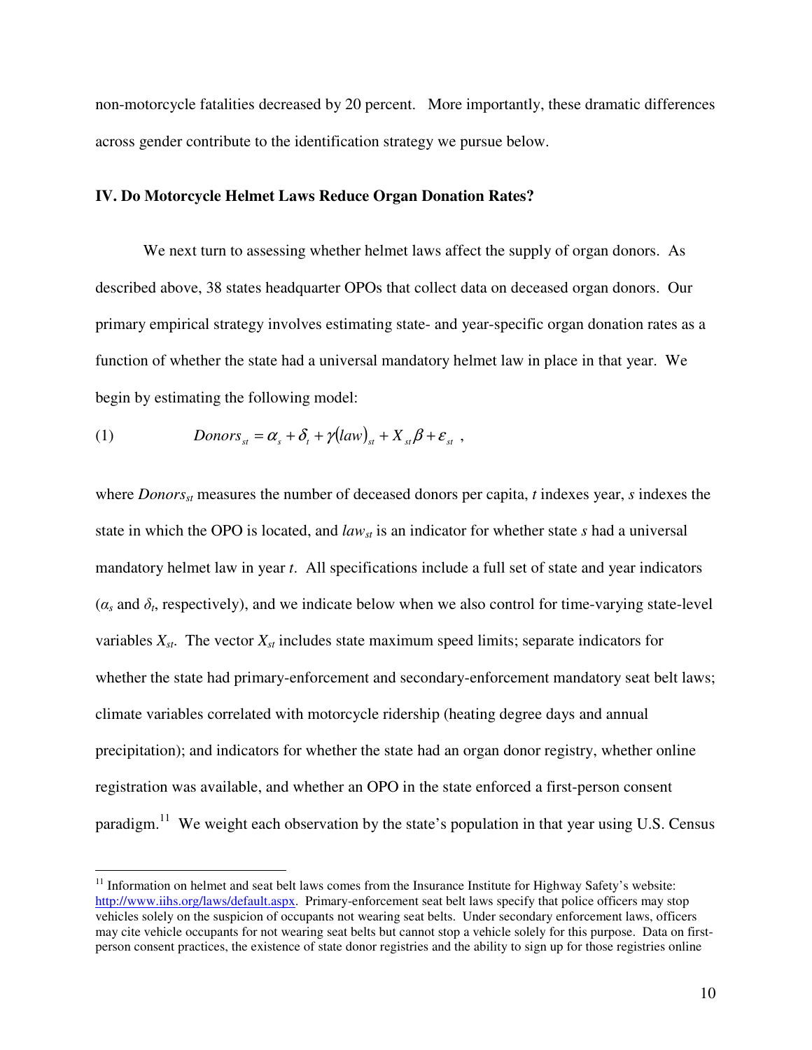non-motorcycle fatalities decreased by 20 percent. More importantly, these dramatic differences across gender contribute to the identification strategy we pursue below.

## IV. Do Motorcycle Helmet Laws Reduce Organ Donation Rates?

We next turn to assessing whether helmet laws affect the supply of organ donors. As described above, 38 states headquarter OPOs that collect data on deceased organ donors. Our primary empirical strategy involves estimating state- and year-specific organ donation rates as a function of whether the state had a universal mandatory helmet law in place in that year. We begin by estimating the following model:

$$(1) \qquad Donors_{st} = \alpha_s + \delta_t + \gamma(law)_{st} + X_{st}\beta + \varepsilon_{st} \ ,$$

where $Donors_{st}$ measures the number of deceased donors per capita, $t$ indexes year, $s$ indexes the state in which the OPO is located, and $law_{st}$ is an indicator for whether state $s$ had a universal mandatory helmet law in year $t$. All specifications include a full set of state and year indicators ($\alpha_s$ and $\delta_t$, respectively), and we indicate below when we also control for time-varying state-level variables $X_{st}$. The vector $X_{st}$ includes state maximum speed limits; separate indicators for whether the state had primary-enforcement and secondary-enforcement mandatory seat belt laws; climate variables correlated with motorcycle ridership (heating degree days and annual precipitation); and indicators for whether the state had an organ donor registry, whether online registration was available, and whether an OPO in the state enforced a first-person consent paradigm.[11] We weight each observation by the state's population in that year using U.S. Census

[11] Information on helmet and seat belt laws comes from the Insurance Institute for Highway Safety's website: http://www.iihs.org/laws/default.aspx. Primary-enforcement seat belt laws specify that police officers may stop vehicles solely on the suspicion of occupants not wearing seat belts. Under secondary enforcement laws, officers may cite vehicle occupants for not wearing seat belts but cannot stop a vehicle solely for this purpose. Data on first-person consent practices, the existence of state donor registries and the ability to sign up for those registries online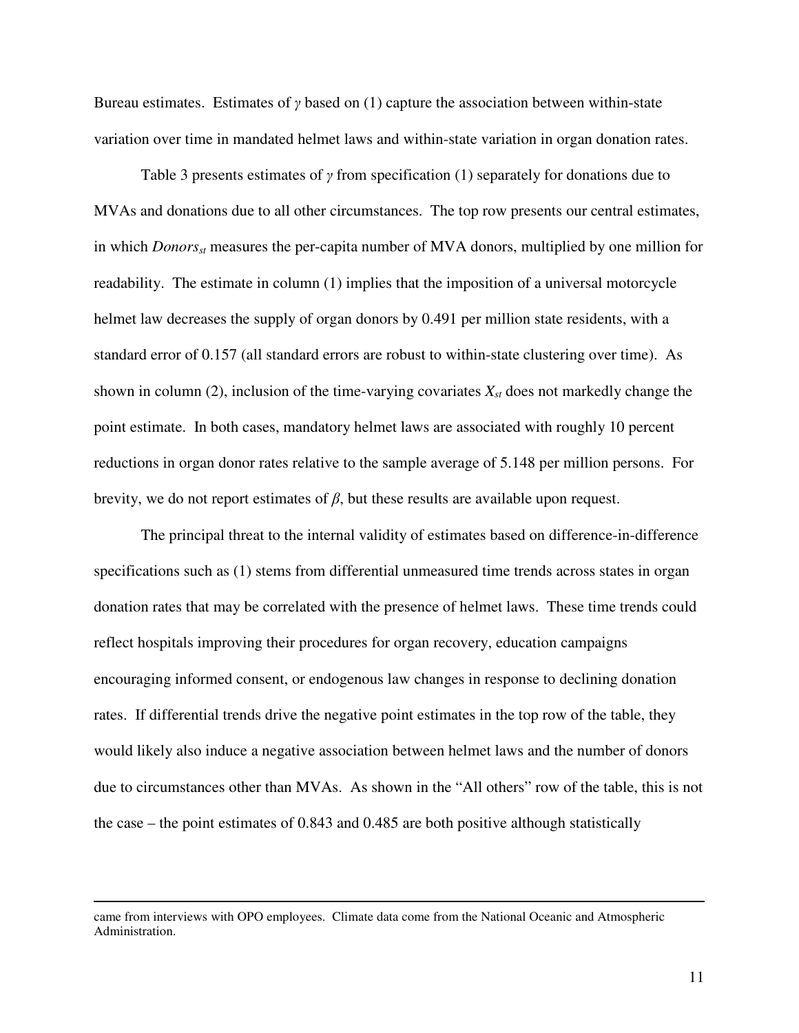Bureau estimates. Estimates of $\gamma$ based on (1) capture the association between within-state variation over time in mandated helmet laws and within-state variation in organ donation rates.

Table 3 presents estimates of $\gamma$ from specification (1) separately for donations due to MVAs and donations due to all other circumstances. The top row presents our central estimates, in which $Donors_{st}$ measures the per-capita number of MVA donors, multiplied by one million for readability. The estimate in column (1) implies that the imposition of a universal motorcycle helmet law decreases the supply of organ donors by 0.491 per million state residents, with a standard error of 0.157 (all standard errors are robust to within-state clustering over time). As shown in column (2), inclusion of the time-varying covariates $X_{st}$ does not markedly change the point estimate. In both cases, mandatory helmet laws are associated with roughly 10 percent reductions in organ donor rates relative to the sample average of 5.148 per million persons. For brevity, we do not report estimates of $\beta$, but these results are available upon request.

The principal threat to the internal validity of estimates based on difference-in-difference specifications such as (1) stems from differential unmeasured time trends across states in organ donation rates that may be correlated with the presence of helmet laws. These time trends could reflect hospitals improving their procedures for organ recovery, education campaigns encouraging informed consent, or endogenous law changes in response to declining donation rates. If differential trends drive the negative point estimates in the top row of the table, they would likely also induce a negative association between helmet laws and the number of donors due to circumstances other than MVAs. As shown in the "All others" row of the table, this is not the case – the point estimates of 0.843 and 0.485 are both positive although statistically

came from interviews with OPO employees. Climate data come from the National Oceanic and Atmospheric Administration.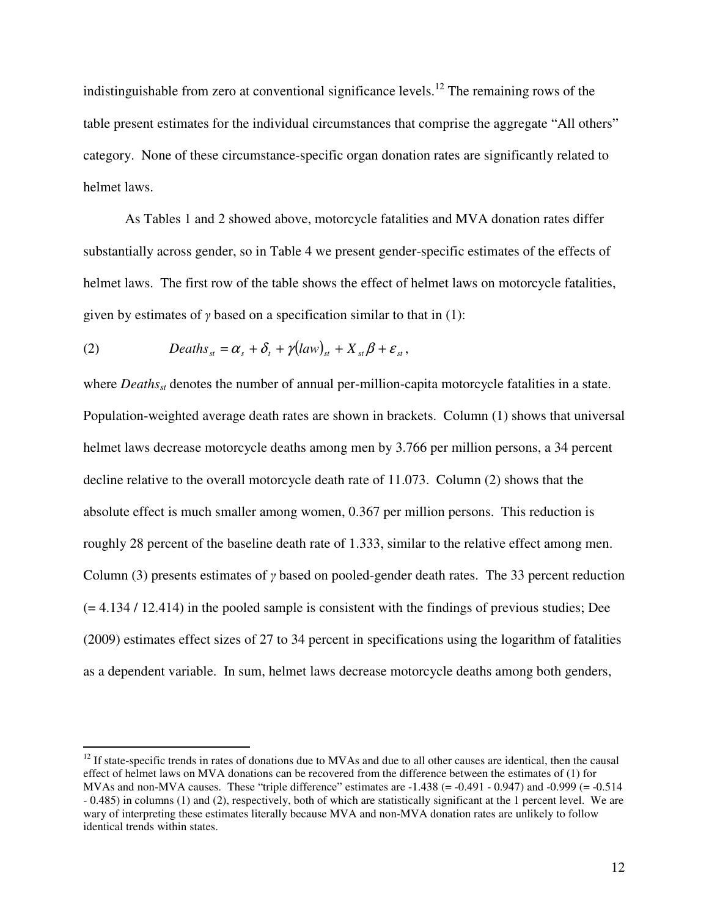indistinguishable from zero at conventional significance levels.[12] The remaining rows of the table present estimates for the individual circumstances that comprise the aggregate "All others" category. None of these circumstance-specific organ donation rates are significantly related to helmet laws.

As Tables 1 and 2 showed above, motorcycle fatalities and MVA donation rates differ substantially across gender, so in Table 4 we present gender-specific estimates of the effects of helmet laws. The first row of the table shows the effect of helmet laws on motorcycle fatalities, given by estimates of $\gamma$ based on a specification similar to that in (1):

$$(2) \qquad Deaths_{st} = \alpha_s + \delta_t + \gamma(law)_{st} + X_{st}\beta + \varepsilon_{st},$$

where $Deaths_{st}$ denotes the number of annual per-million-capita motorcycle fatalities in a state. Population-weighted average death rates are shown in brackets. Column (1) shows that universal helmet laws decrease motorcycle deaths among men by 3.766 per million persons, a 34 percent decline relative to the overall motorcycle death rate of 11.073. Column (2) shows that the absolute effect is much smaller among women, 0.367 per million persons. This reduction is roughly 28 percent of the baseline death rate of 1.333, similar to the relative effect among men. Column (3) presents estimates of $\gamma$ based on pooled-gender death rates. The 33 percent reduction (= 4.134 / 12.414) in the pooled sample is consistent with the findings of previous studies; Dee (2009) estimates effect sizes of 27 to 34 percent in specifications using the logarithm of fatalities as a dependent variable. In sum, helmet laws decrease motorcycle deaths among both genders,

[12] If state-specific trends in rates of donations due to MVAs and due to all other causes are identical, then the causal effect of helmet laws on MVA donations can be recovered from the difference between the estimates of (1) for MVAs and non-MVA causes. These "triple difference" estimates are -1.438 (= -0.491 - 0.947) and -0.999 (= -0.514 - 0.485) in columns (1) and (2), respectively, both of which are statistically significant at the 1 percent level. We are wary of interpreting these estimates literally because MVA and non-MVA donation rates are unlikely to follow identical trends within states.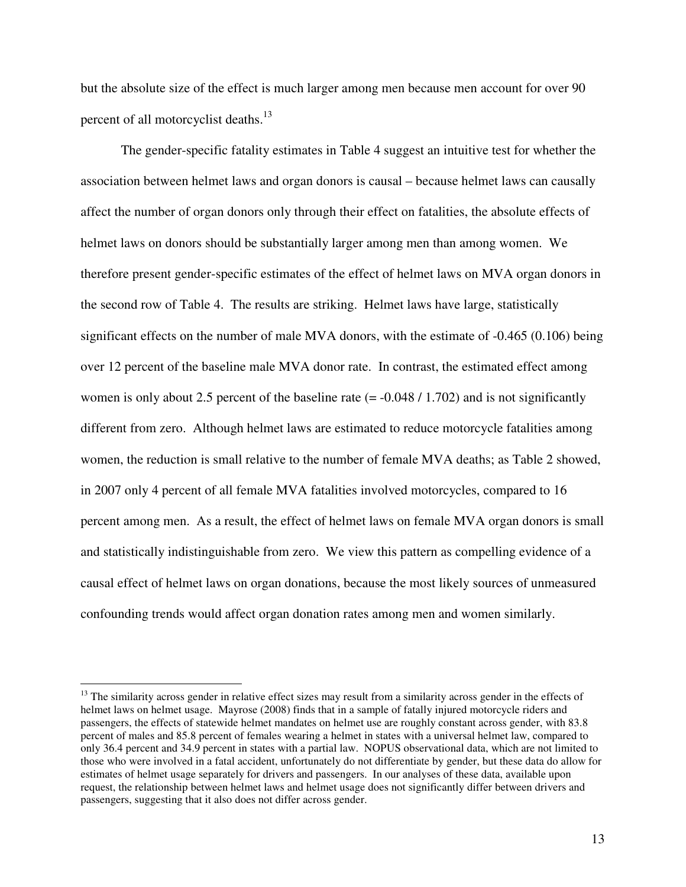but the absolute size of the effect is much larger among men because men account for over 90 percent of all motorcyclist deaths.[13]

The gender-specific fatality estimates in Table 4 suggest an intuitive test for whether the association between helmet laws and organ donors is causal – because helmet laws can causally affect the number of organ donors only through their effect on fatalities, the absolute effects of helmet laws on donors should be substantially larger among men than among women. We therefore present gender-specific estimates of the effect of helmet laws on MVA organ donors in the second row of Table 4. The results are striking. Helmet laws have large, statistically significant effects on the number of male MVA donors, with the estimate of -0.465 (0.106) being over 12 percent of the baseline male MVA donor rate. In contrast, the estimated effect among women is only about 2.5 percent of the baseline rate (= -0.048 / 1.702) and is not significantly different from zero. Although helmet laws are estimated to reduce motorcycle fatalities among women, the reduction is small relative to the number of female MVA deaths; as Table 2 showed, in 2007 only 4 percent of all female MVA fatalities involved motorcycles, compared to 16 percent among men. As a result, the effect of helmet laws on female MVA organ donors is small and statistically indistinguishable from zero. We view this pattern as compelling evidence of a causal effect of helmet laws on organ donations, because the most likely sources of unmeasured confounding trends would affect organ donation rates among men and women similarly.

---

[13] The similarity across gender in relative effect sizes may result from a similarity across gender in the effects of helmet laws on helmet usage. Mayrose (2008) finds that in a sample of fatally injured motorcycle riders and passengers, the effects of statewide helmet mandates on helmet use are roughly constant across gender, with 83.8 percent of males and 85.8 percent of females wearing a helmet in states with a universal helmet law, compared to only 36.4 percent and 34.9 percent in states with a partial law. NOPUS observational data, which are not limited to those who were involved in a fatal accident, unfortunately do not differentiate by gender, but these data do allow for estimates of helmet usage separately for drivers and passengers. In our analyses of these data, available upon request, the relationship between helmet laws and helmet usage does not significantly differ between drivers and passengers, suggesting that it also does not differ across gender.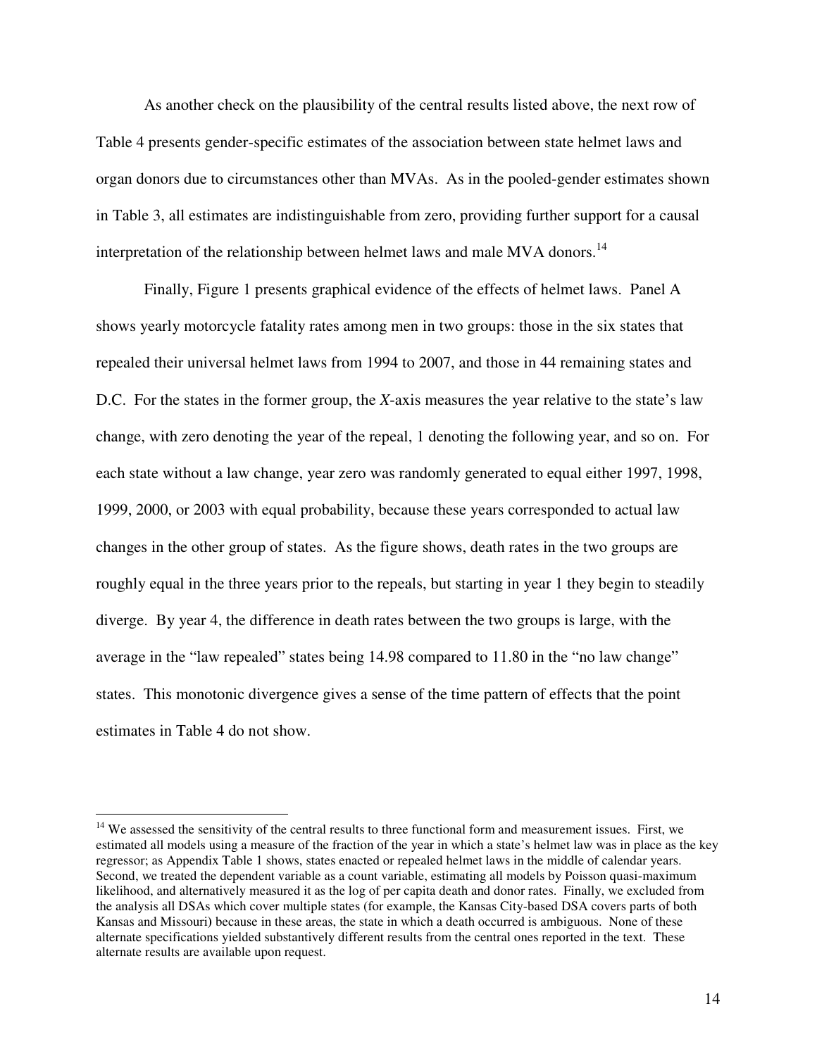As another check on the plausibility of the central results listed above, the next row of Table 4 presents gender-specific estimates of the association between state helmet laws and organ donors due to circumstances other than MVAs. As in the pooled-gender estimates shown in Table 3, all estimates are indistinguishable from zero, providing further support for a causal interpretation of the relationship between helmet laws and male MVA donors.[14]

Finally, Figure 1 presents graphical evidence of the effects of helmet laws. Panel A shows yearly motorcycle fatality rates among men in two groups: those in the six states that repealed their universal helmet laws from 1994 to 2007, and those in 44 remaining states and D.C. For the states in the former group, the *X*-axis measures the year relative to the state's law change, with zero denoting the year of the repeal, 1 denoting the following year, and so on. For each state without a law change, year zero was randomly generated to equal either 1997, 1998, 1999, 2000, or 2003 with equal probability, because these years corresponded to actual law changes in the other group of states. As the figure shows, death rates in the two groups are roughly equal in the three years prior to the repeals, but starting in year 1 they begin to steadily diverge. By year 4, the difference in death rates between the two groups is large, with the average in the "law repealed" states being 14.98 compared to 11.80 in the "no law change" states. This monotonic divergence gives a sense of the time pattern of effects that the point estimates in Table 4 do not show.

---

[14] We assessed the sensitivity of the central results to three functional form and measurement issues. First, we estimated all models using a measure of the fraction of the year in which a state's helmet law was in place as the key regressor; as Appendix Table 1 shows, states enacted or repealed helmet laws in the middle of calendar years. Second, we treated the dependent variable as a count variable, estimating all models by Poisson quasi-maximum likelihood, and alternatively measured it as the log of per capita death and donor rates. Finally, we excluded from the analysis all DSAs which cover multiple states (for example, the Kansas City-based DSA covers parts of both Kansas and Missouri) because in these areas, the state in which a death occurred is ambiguous. None of these alternate specifications yielded substantively different results from the central ones reported in the text. These alternate results are available upon request.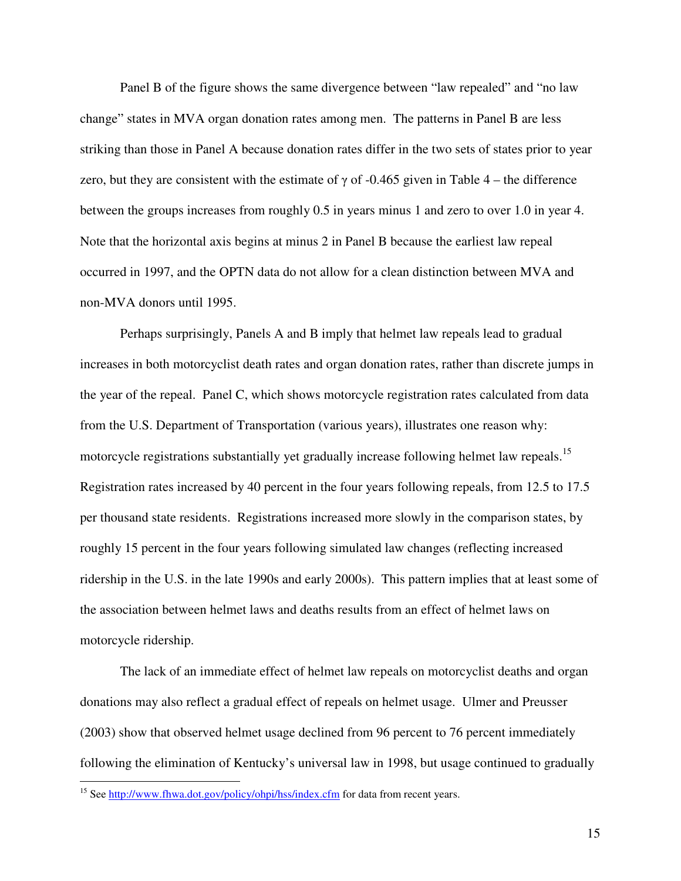Panel B of the figure shows the same divergence between "law repealed" and "no law change" states in MVA organ donation rates among men. The patterns in Panel B are less striking than those in Panel A because donation rates differ in the two sets of states prior to year zero, but they are consistent with the estimate of $\gamma$ of -0.465 given in Table 4 – the difference between the groups increases from roughly 0.5 in years minus 1 and zero to over 1.0 in year 4. Note that the horizontal axis begins at minus 2 in Panel B because the earliest law repeal occurred in 1997, and the OPTN data do not allow for a clean distinction between MVA and non-MVA donors until 1995.

Perhaps surprisingly, Panels A and B imply that helmet law repeals lead to gradual increases in both motorcyclist death rates and organ donation rates, rather than discrete jumps in the year of the repeal. Panel C, which shows motorcycle registration rates calculated from data from the U.S. Department of Transportation (various years), illustrates one reason why: motorcycle registrations substantially yet gradually increase following helmet law repeals.[15] Registration rates increased by 40 percent in the four years following repeals, from 12.5 to 17.5 per thousand state residents. Registrations increased more slowly in the comparison states, by roughly 15 percent in the four years following simulated law changes (reflecting increased ridership in the U.S. in the late 1990s and early 2000s). This pattern implies that at least some of the association between helmet laws and deaths results from an effect of helmet laws on motorcycle ridership.

The lack of an immediate effect of helmet law repeals on motorcyclist deaths and organ donations may also reflect a gradual effect of repeals on helmet usage. Ulmer and Preusser (2003) show that observed helmet usage declined from 96 percent to 76 percent immediately following the elimination of Kentucky's universal law in 1998, but usage continued to gradually

[15] See http://www.fhwa.dot.gov/policy/ohpi/hss/index.cfm for data from recent years.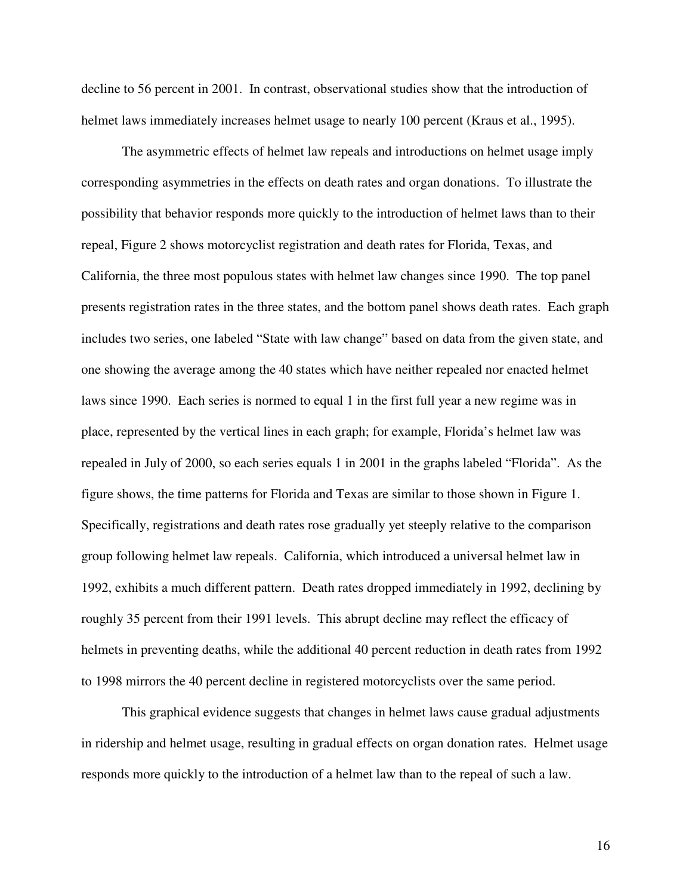decline to 56 percent in 2001. In contrast, observational studies show that the introduction of helmet laws immediately increases helmet usage to nearly 100 percent (Kraus et al., 1995).

The asymmetric effects of helmet law repeals and introductions on helmet usage imply corresponding asymmetries in the effects on death rates and organ donations. To illustrate the possibility that behavior responds more quickly to the introduction of helmet laws than to their repeal, Figure 2 shows motorcyclist registration and death rates for Florida, Texas, and California, the three most populous states with helmet law changes since 1990. The top panel presents registration rates in the three states, and the bottom panel shows death rates. Each graph includes two series, one labeled "State with law change" based on data from the given state, and one showing the average among the 40 states which have neither repealed nor enacted helmet laws since 1990. Each series is normed to equal 1 in the first full year a new regime was in place, represented by the vertical lines in each graph; for example, Florida's helmet law was repealed in July of 2000, so each series equals 1 in 2001 in the graphs labeled "Florida". As the figure shows, the time patterns for Florida and Texas are similar to those shown in Figure 1. Specifically, registrations and death rates rose gradually yet steeply relative to the comparison group following helmet law repeals. California, which introduced a universal helmet law in 1992, exhibits a much different pattern. Death rates dropped immediately in 1992, declining by roughly 35 percent from their 1991 levels. This abrupt decline may reflect the efficacy of helmets in preventing deaths, while the additional 40 percent reduction in death rates from 1992 to 1998 mirrors the 40 percent decline in registered motorcyclists over the same period.

This graphical evidence suggests that changes in helmet laws cause gradual adjustments in ridership and helmet usage, resulting in gradual effects on organ donation rates. Helmet usage responds more quickly to the introduction of a helmet law than to the repeal of such a law.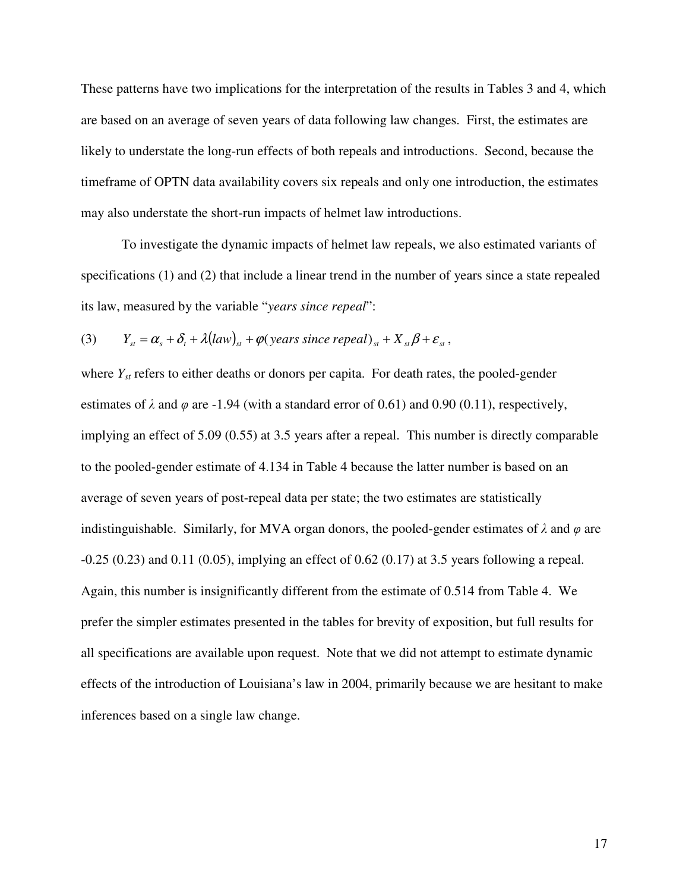These patterns have two implications for the interpretation of the results in Tables 3 and 4, which are based on an average of seven years of data following law changes. First, the estimates are likely to understate the long-run effects of both repeals and introductions. Second, because the timeframe of OPTN data availability covers six repeals and only one introduction, the estimates may also understate the short-run impacts of helmet law introductions.

To investigate the dynamic impacts of helmet law repeals, we also estimated variants of specifications (1) and (2) that include a linear trend in the number of years since a state repealed its law, measured by the variable "*years since repeal*":

$$(3) \qquad Y_{st} = \alpha_s + \delta_t + \lambda(law)_{st} + \varphi(\textit{years since repeal})_{st} + X_{st}\beta + \varepsilon_{st},$$

where $Y_{st}$ refers to either deaths or donors per capita. For death rates, the pooled-gender estimates of $\lambda$ and $\varphi$ are -1.94 (with a standard error of 0.61) and 0.90 (0.11), respectively, implying an effect of 5.09 (0.55) at 3.5 years after a repeal. This number is directly comparable to the pooled-gender estimate of 4.134 in Table 4 because the latter number is based on an average of seven years of post-repeal data per state; the two estimates are statistically indistinguishable. Similarly, for MVA organ donors, the pooled-gender estimates of $\lambda$ and $\varphi$ are -0.25 (0.23) and 0.11 (0.05), implying an effect of 0.62 (0.17) at 3.5 years following a repeal. Again, this number is insignificantly different from the estimate of 0.514 from Table 4. We prefer the simpler estimates presented in the tables for brevity of exposition, but full results for all specifications are available upon request. Note that we did not attempt to estimate dynamic effects of the introduction of Louisiana's law in 2004, primarily because we are hesitant to make inferences based on a single law change.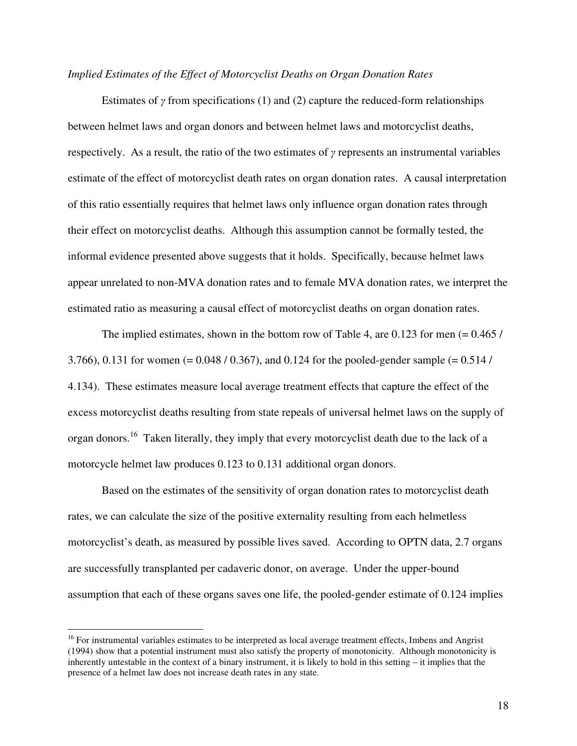*Implied Estimates of the Effect of Motorcyclist Deaths on Organ Donation Rates*

Estimates of $\gamma$ from specifications (1) and (2) capture the reduced-form relationships between helmet laws and organ donors and between helmet laws and motorcyclist deaths, respectively. As a result, the ratio of the two estimates of $\gamma$ represents an instrumental variables estimate of the effect of motorcyclist death rates on organ donation rates. A causal interpretation of this ratio essentially requires that helmet laws only influence organ donation rates through their effect on motorcyclist deaths. Although this assumption cannot be formally tested, the informal evidence presented above suggests that it holds. Specifically, because helmet laws appear unrelated to non-MVA donation rates and to female MVA donation rates, we interpret the estimated ratio as measuring a causal effect of motorcyclist deaths on organ donation rates.

The implied estimates, shown in the bottom row of Table 4, are 0.123 for men (= 0.465 / 3.766), 0.131 for women (= 0.048 / 0.367), and 0.124 for the pooled-gender sample (= 0.514 / 4.134). These estimates measure local average treatment effects that capture the effect of the excess motorcyclist deaths resulting from state repeals of universal helmet laws on the supply of organ donors.[16] Taken literally, they imply that every motorcyclist death due to the lack of a motorcycle helmet law produces 0.123 to 0.131 additional organ donors.

Based on the estimates of the sensitivity of organ donation rates to motorcyclist death rates, we can calculate the size of the positive externality resulting from each helmetless motorcyclist's death, as measured by possible lives saved. According to OPTN data, 2.7 organs are successfully transplanted per cadaveric donor, on average. Under the upper-bound assumption that each of these organs saves one life, the pooled-gender estimate of 0.124 implies

[16] For instrumental variables estimates to be interpreted as local average treatment effects, Imbens and Angrist (1994) show that a potential instrument must also satisfy the property of monotonicity. Although monotonicity is inherently untestable in the context of a binary instrument, it is likely to hold in this setting – it implies that the presence of a helmet law does not increase death rates in any state.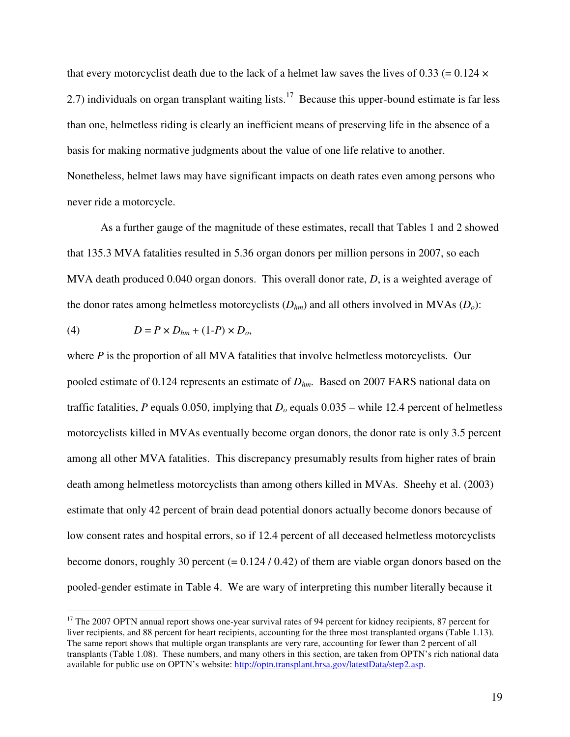that every motorcyclist death due to the lack of a helmet law saves the lives of 0.33 (= 0.124 × 2.7) individuals on organ transplant waiting lists.[17] Because this upper-bound estimate is far less than one, helmetless riding is clearly an inefficient means of preserving life in the absence of a basis for making normative judgments about the value of one life relative to another. Nonetheless, helmet laws may have significant impacts on death rates even among persons who never ride a motorcycle.

As a further gauge of the magnitude of these estimates, recall that Tables 1 and 2 showed that 135.3 MVA fatalities resulted in 5.36 organ donors per million persons in 2007, so each MVA death produced 0.040 organ donors. This overall donor rate, $D$, is a weighted average of the donor rates among helmetless motorcyclists ($D_{hm}$) and all others involved in MVAs ($D_o$):

(4) $$D = P \times D_{hm} + (1\text{-}P) \times D_o,$$

where $P$ is the proportion of all MVA fatalities that involve helmetless motorcyclists. Our pooled estimate of 0.124 represents an estimate of $D_{hm}$. Based on 2007 FARS national data on traffic fatalities, $P$ equals 0.050, implying that $D_o$ equals 0.035 – while 12.4 percent of helmetless motorcyclists killed in MVAs eventually become organ donors, the donor rate is only 3.5 percent among all other MVA fatalities. This discrepancy presumably results from higher rates of brain death among helmetless motorcyclists than among others killed in MVAs. Sheehy et al. (2003) estimate that only 42 percent of brain dead potential donors actually become donors because of low consent rates and hospital errors, so if 12.4 percent of all deceased helmetless motorcyclists become donors, roughly 30 percent (= 0.124 / 0.42) of them are viable organ donors based on the pooled-gender estimate in Table 4. We are wary of interpreting this number literally because it

[17] The 2007 OPTN annual report shows one-year survival rates of 94 percent for kidney recipients, 87 percent for liver recipients, and 88 percent for heart recipients, accounting for the three most transplanted organs (Table 1.13). The same report shows that multiple organ transplants are very rare, accounting for fewer than 2 percent of all transplants (Table 1.08). These numbers, and many others in this section, are taken from OPTN's rich national data available for public use on OPTN's website: http://optn.transplant.hrsa.gov/latestData/step2.asp.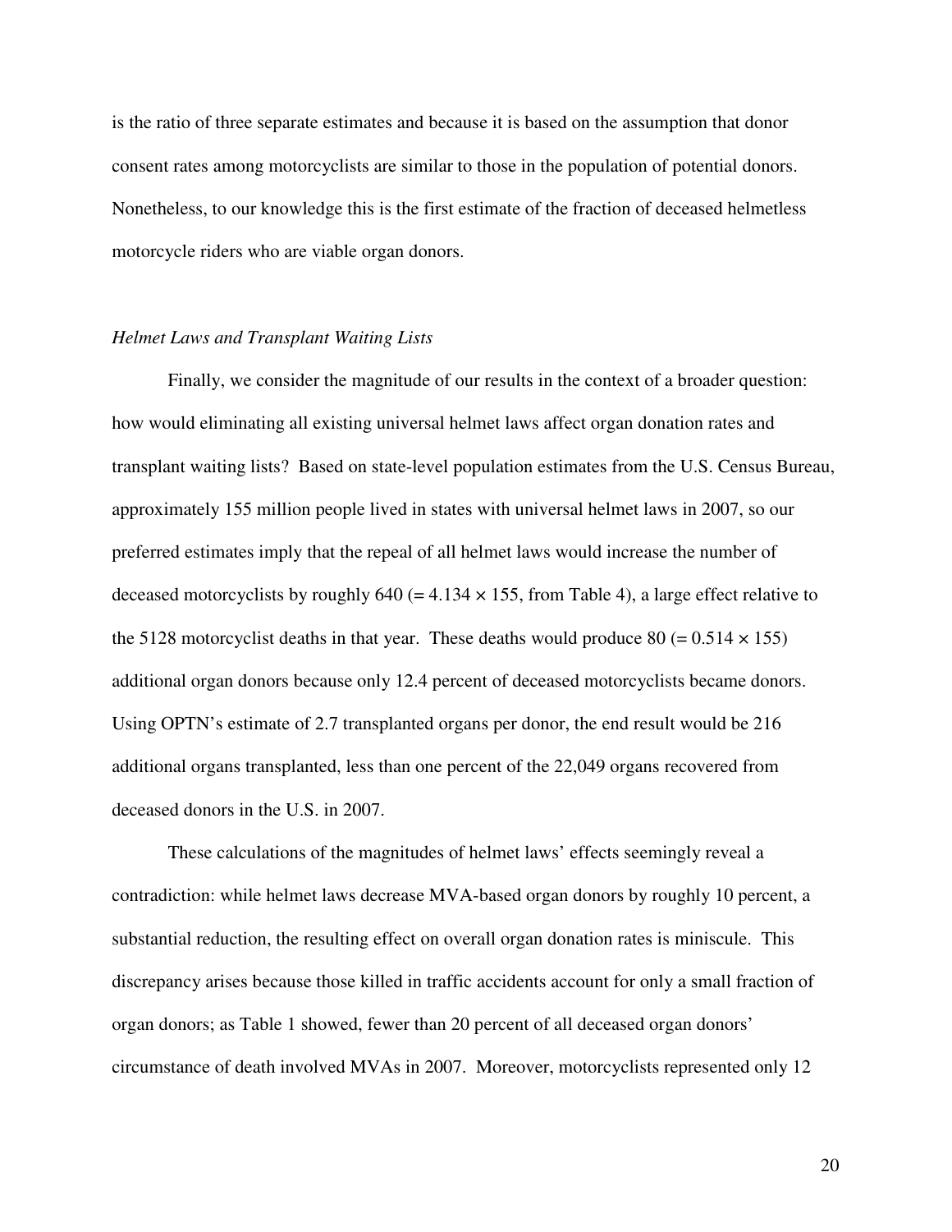is the ratio of three separate estimates and because it is based on the assumption that donor consent rates among motorcyclists are similar to those in the population of potential donors. Nonetheless, to our knowledge this is the first estimate of the fraction of deceased helmetless motorcycle riders who are viable organ donors.

*Helmet Laws and Transplant Waiting Lists*

Finally, we consider the magnitude of our results in the context of a broader question: how would eliminating all existing universal helmet laws affect organ donation rates and transplant waiting lists? Based on state-level population estimates from the U.S. Census Bureau, approximately 155 million people lived in states with universal helmet laws in 2007, so our preferred estimates imply that the repeal of all helmet laws would increase the number of deceased motorcyclists by roughly 640 (= 4.134 × 155, from Table 4), a large effect relative to the 5128 motorcyclist deaths in that year. These deaths would produce 80 (= 0.514 × 155) additional organ donors because only 12.4 percent of deceased motorcyclists became donors. Using OPTN's estimate of 2.7 transplanted organs per donor, the end result would be 216 additional organs transplanted, less than one percent of the 22,049 organs recovered from deceased donors in the U.S. in 2007.

These calculations of the magnitudes of helmet laws' effects seemingly reveal a contradiction: while helmet laws decrease MVA-based organ donors by roughly 10 percent, a substantial reduction, the resulting effect on overall organ donation rates is miniscule. This discrepancy arises because those killed in traffic accidents account for only a small fraction of organ donors; as Table 1 showed, fewer than 20 percent of all deceased organ donors' circumstance of death involved MVAs in 2007. Moreover, motorcyclists represented only 12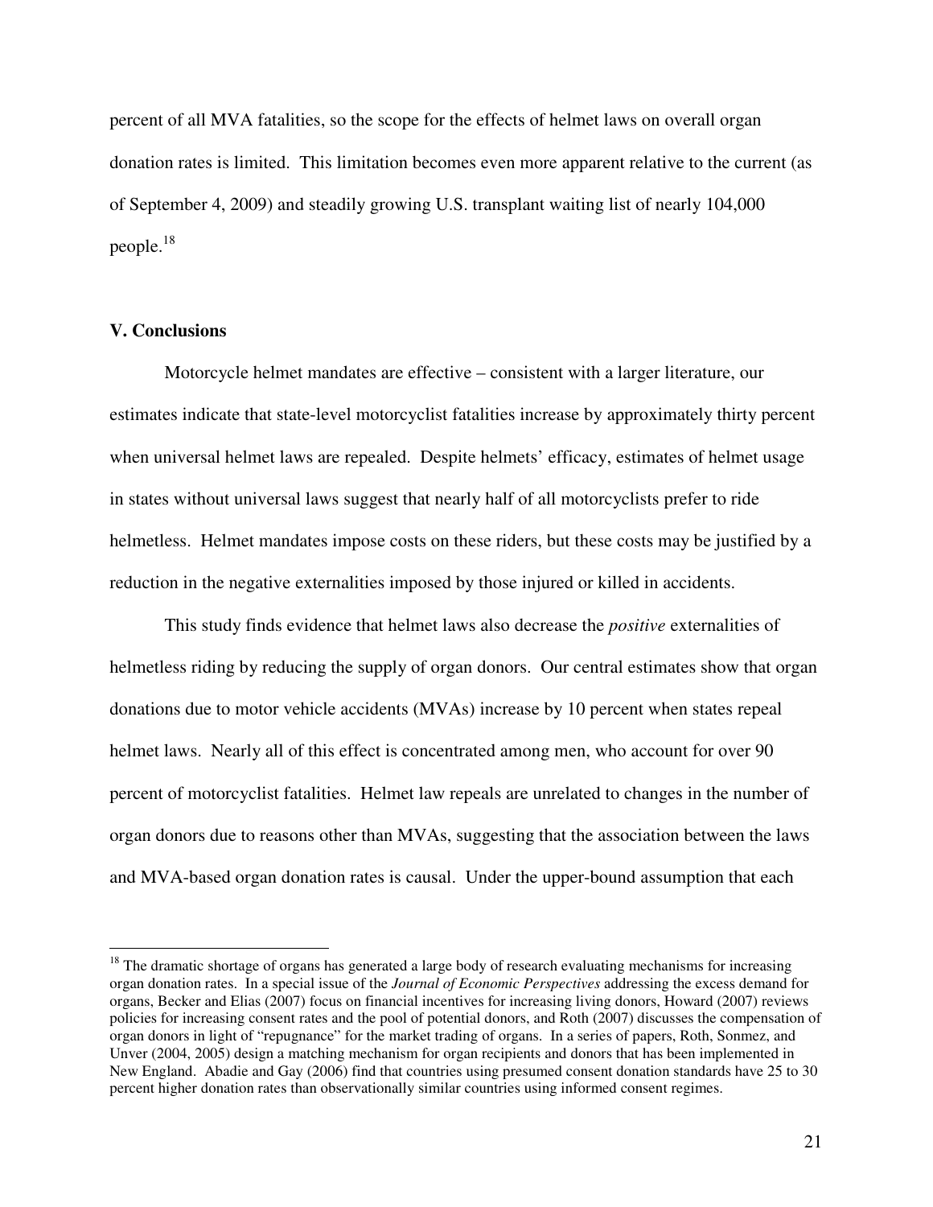percent of all MVA fatalities, so the scope for the effects of helmet laws on overall organ donation rates is limited. This limitation becomes even more apparent relative to the current (as of September 4, 2009) and steadily growing U.S. transplant waiting list of nearly 104,000 people.[18]

## V. Conclusions

Motorcycle helmet mandates are effective – consistent with a larger literature, our estimates indicate that state-level motorcyclist fatalities increase by approximately thirty percent when universal helmet laws are repealed. Despite helmets' efficacy, estimates of helmet usage in states without universal laws suggest that nearly half of all motorcyclists prefer to ride helmetless. Helmet mandates impose costs on these riders, but these costs may be justified by a reduction in the negative externalities imposed by those injured or killed in accidents.

This study finds evidence that helmet laws also decrease the *positive* externalities of helmetless riding by reducing the supply of organ donors. Our central estimates show that organ donations due to motor vehicle accidents (MVAs) increase by 10 percent when states repeal helmet laws. Nearly all of this effect is concentrated among men, who account for over 90 percent of motorcyclist fatalities. Helmet law repeals are unrelated to changes in the number of organ donors due to reasons other than MVAs, suggesting that the association between the laws and MVA-based organ donation rates is causal. Under the upper-bound assumption that each

[18] The dramatic shortage of organs has generated a large body of research evaluating mechanisms for increasing organ donation rates. In a special issue of the *Journal of Economic Perspectives* addressing the excess demand for organs, Becker and Elias (2007) focus on financial incentives for increasing living donors, Howard (2007) reviews policies for increasing consent rates and the pool of potential donors, and Roth (2007) discusses the compensation of organ donors in light of "repugnance" for the market trading of organs. In a series of papers, Roth, Sonmez, and Unver (2004, 2005) design a matching mechanism for organ recipients and donors that has been implemented in New England. Abadie and Gay (2006) find that countries using presumed consent donation standards have 25 to 30 percent higher donation rates than observationally similar countries using informed consent regimes.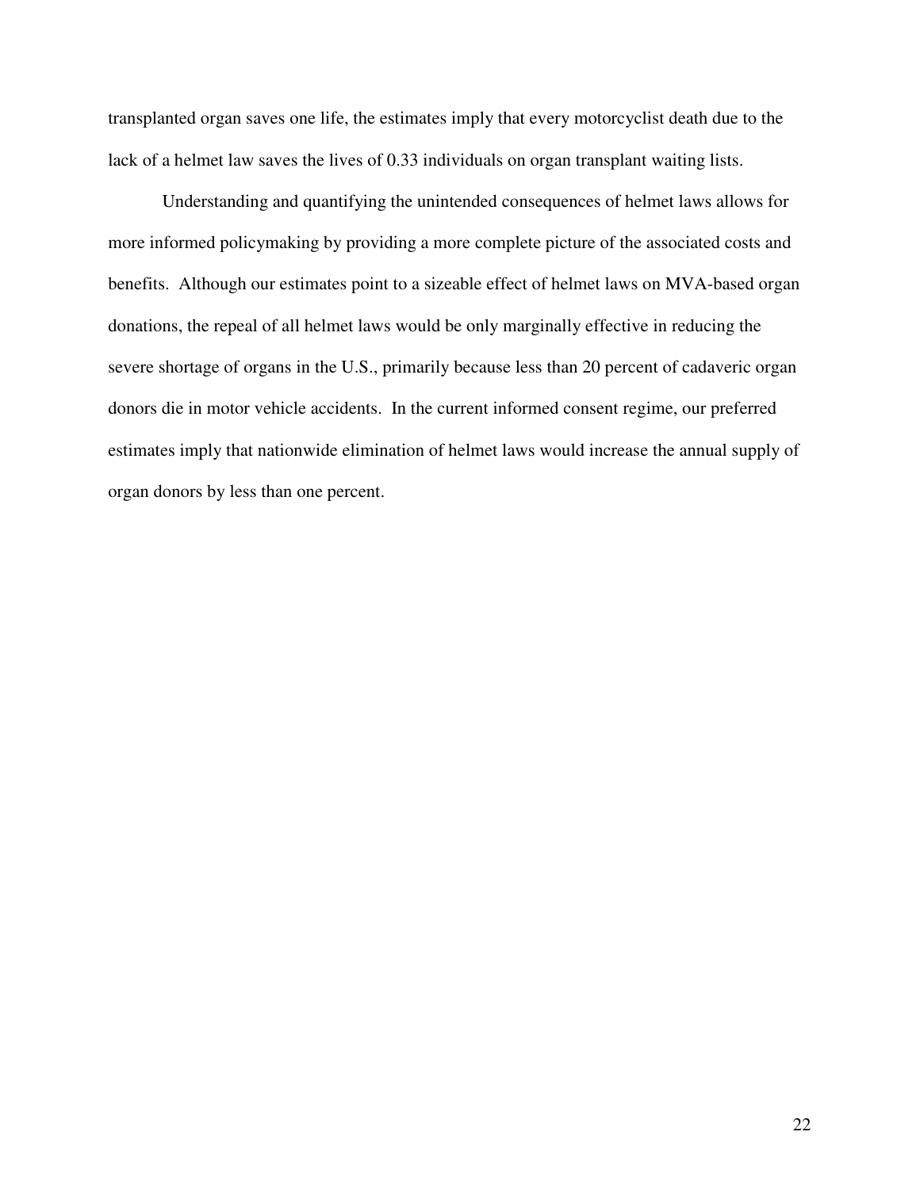transplanted organ saves one life, the estimates imply that every motorcyclist death due to the lack of a helmet law saves the lives of 0.33 individuals on organ transplant waiting lists.

Understanding and quantifying the unintended consequences of helmet laws allows for more informed policymaking by providing a more complete picture of the associated costs and benefits. Although our estimates point to a sizeable effect of helmet laws on MVA-based organ donations, the repeal of all helmet laws would be only marginally effective in reducing the severe shortage of organs in the U.S., primarily because less than 20 percent of cadaveric organ donors die in motor vehicle accidents. In the current informed consent regime, our preferred estimates imply that nationwide elimination of helmet laws would increase the annual supply of organ donors by less than one percent.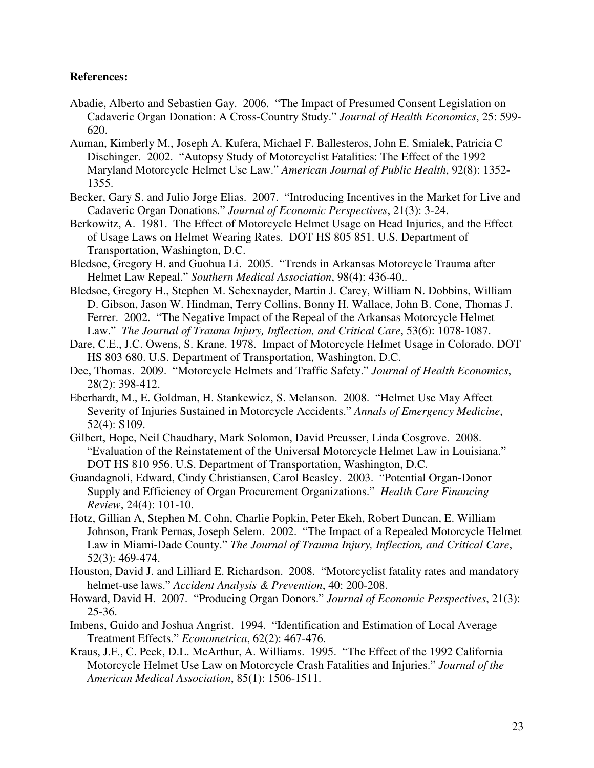**References:**

Abadie, Alberto and Sebastien Gay. 2006. "The Impact of Presumed Consent Legislation on Cadaveric Organ Donation: A Cross-Country Study." *Journal of Health Economics*, 25: 599-620.

Auman, Kimberly M., Joseph A. Kufera, Michael F. Ballesteros, John E. Smialek, Patricia C Dischinger. 2002. "Autopsy Study of Motorcyclist Fatalities: The Effect of the 1992 Maryland Motorcycle Helmet Use Law." *American Journal of Public Health*, 92(8): 1352-1355.

Becker, Gary S. and Julio Jorge Elias. 2007. "Introducing Incentives in the Market for Live and Cadaveric Organ Donations." *Journal of Economic Perspectives*, 21(3): 3-24.

Berkowitz, A. 1981. The Effect of Motorcycle Helmet Usage on Head Injuries, and the Effect of Usage Laws on Helmet Wearing Rates. DOT HS 805 851. U.S. Department of Transportation, Washington, D.C.

Bledsoe, Gregory H. and Guohua Li. 2005. "Trends in Arkansas Motorcycle Trauma after Helmet Law Repeal." *Southern Medical Association*, 98(4): 436-40..

Bledsoe, Gregory H., Stephen M. Schexnayder, Martin J. Carey, William N. Dobbins, William D. Gibson, Jason W. Hindman, Terry Collins, Bonny H. Wallace, John B. Cone, Thomas J. Ferrer. 2002. "The Negative Impact of the Repeal of the Arkansas Motorcycle Helmet Law." *The Journal of Trauma Injury, Inflection, and Critical Care*, 53(6): 1078-1087.

Dare, C.E., J.C. Owens, S. Krane. 1978. Impact of Motorcycle Helmet Usage in Colorado. DOT HS 803 680. U.S. Department of Transportation, Washington, D.C.

Dee, Thomas. 2009. "Motorcycle Helmets and Traffic Safety." *Journal of Health Economics*, 28(2): 398-412.

Eberhardt, M., E. Goldman, H. Stankewicz, S. Melanson. 2008. "Helmet Use May Affect Severity of Injuries Sustained in Motorcycle Accidents." *Annals of Emergency Medicine*, 52(4): S109.

Gilbert, Hope, Neil Chaudhary, Mark Solomon, David Preusser, Linda Cosgrove. 2008. "Evaluation of the Reinstatement of the Universal Motorcycle Helmet Law in Louisiana." DOT HS 810 956. U.S. Department of Transportation, Washington, D.C.

Guandagnoli, Edward, Cindy Christiansen, Carol Beasley. 2003. "Potential Organ-Donor Supply and Efficiency of Organ Procurement Organizations." *Health Care Financing Review*, 24(4): 101-10.

Hotz, Gillian A, Stephen M. Cohn, Charlie Popkin, Peter Ekeh, Robert Duncan, E. William Johnson, Frank Pernas, Joseph Selem. 2002. "The Impact of a Repealed Motorcycle Helmet Law in Miami-Dade County." *The Journal of Trauma Injury, Inflection, and Critical Care*, 52(3): 469-474.

Houston, David J. and Lilliard E. Richardson. 2008. "Motorcyclist fatality rates and mandatory helmet-use laws." *Accident Analysis & Prevention*, 40: 200-208.

Howard, David H. 2007. "Producing Organ Donors." *Journal of Economic Perspectives*, 21(3): 25-36.

Imbens, Guido and Joshua Angrist. 1994. "Identification and Estimation of Local Average Treatment Effects." *Econometrica*, 62(2): 467-476.

Kraus, J.F., C. Peek, D.L. McArthur, A. Williams. 1995. "The Effect of the 1992 California Motorcycle Helmet Use Law on Motorcycle Crash Fatalities and Injuries." *Journal of the American Medical Association*, 85(1): 1506-1511.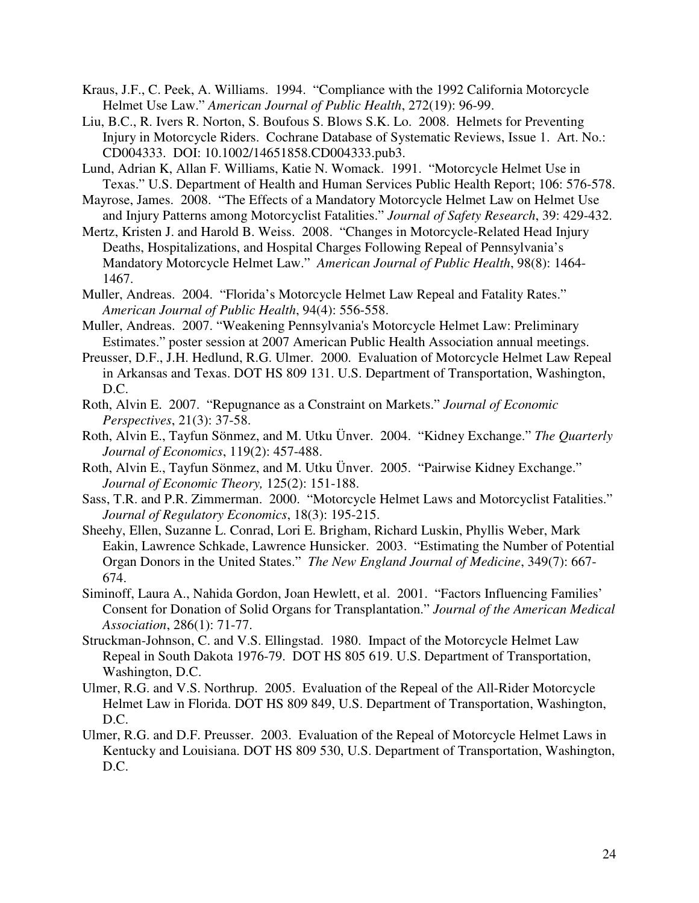Kraus, J.F., C. Peek, A. Williams. 1994. "Compliance with the 1992 California Motorcycle Helmet Use Law." *American Journal of Public Health*, 272(19): 96-99.

Liu, B.C., R. Ivers R. Norton, S. Boufous S. Blows S.K. Lo. 2008. Helmets for Preventing Injury in Motorcycle Riders. Cochrane Database of Systematic Reviews, Issue 1. Art. No.: CD004333. DOI: 10.1002/14651858.CD004333.pub3.

Lund, Adrian K, Allan F. Williams, Katie N. Womack. 1991. "Motorcycle Helmet Use in Texas." U.S. Department of Health and Human Services Public Health Report; 106: 576-578.

Mayrose, James. 2008. "The Effects of a Mandatory Motorcycle Helmet Law on Helmet Use and Injury Patterns among Motorcyclist Fatalities." *Journal of Safety Research*, 39: 429-432.

Mertz, Kristen J. and Harold B. Weiss. 2008. "Changes in Motorcycle-Related Head Injury Deaths, Hospitalizations, and Hospital Charges Following Repeal of Pennsylvania's Mandatory Motorcycle Helmet Law." *American Journal of Public Health*, 98(8): 1464-1467.

Muller, Andreas. 2004. "Florida's Motorcycle Helmet Law Repeal and Fatality Rates." *American Journal of Public Health*, 94(4): 556-558.

Muller, Andreas. 2007. "Weakening Pennsylvania's Motorcycle Helmet Law: Preliminary Estimates." poster session at 2007 American Public Health Association annual meetings.

Preusser, D.F., J.H. Hedlund, R.G. Ulmer. 2000. Evaluation of Motorcycle Helmet Law Repeal in Arkansas and Texas. DOT HS 809 131. U.S. Department of Transportation, Washington, D.C.

Roth, Alvin E. 2007. "Repugnance as a Constraint on Markets." *Journal of Economic Perspectives*, 21(3): 37-58.

Roth, Alvin E., Tayfun Sönmez, and M. Utku Ünver. 2004. "Kidney Exchange." *The Quarterly Journal of Economics*, 119(2): 457-488.

Roth, Alvin E., Tayfun Sönmez, and M. Utku Ünver. 2005. "Pairwise Kidney Exchange." *Journal of Economic Theory,* 125(2): 151-188.

Sass, T.R. and P.R. Zimmerman. 2000. "Motorcycle Helmet Laws and Motorcyclist Fatalities." *Journal of Regulatory Economics*, 18(3): 195-215.

Sheehy, Ellen, Suzanne L. Conrad, Lori E. Brigham, Richard Luskin, Phyllis Weber, Mark Eakin, Lawrence Schkade, Lawrence Hunsicker. 2003. "Estimating the Number of Potential Organ Donors in the United States." *The New England Journal of Medicine*, 349(7): 667-674.

Siminoff, Laura A., Nahida Gordon, Joan Hewlett, et al. 2001. "Factors Influencing Families' Consent for Donation of Solid Organs for Transplantation." *Journal of the American Medical Association*, 286(1): 71-77.

Struckman-Johnson, C. and V.S. Ellingstad. 1980. Impact of the Motorcycle Helmet Law Repeal in South Dakota 1976-79. DOT HS 805 619. U.S. Department of Transportation, Washington, D.C.

Ulmer, R.G. and V.S. Northrup. 2005. Evaluation of the Repeal of the All-Rider Motorcycle Helmet Law in Florida. DOT HS 809 849, U.S. Department of Transportation, Washington, D.C.

Ulmer, R.G. and D.F. Preusser. 2003. Evaluation of the Repeal of Motorcycle Helmet Laws in Kentucky and Louisiana. DOT HS 809 530, U.S. Department of Transportation, Washington, D.C.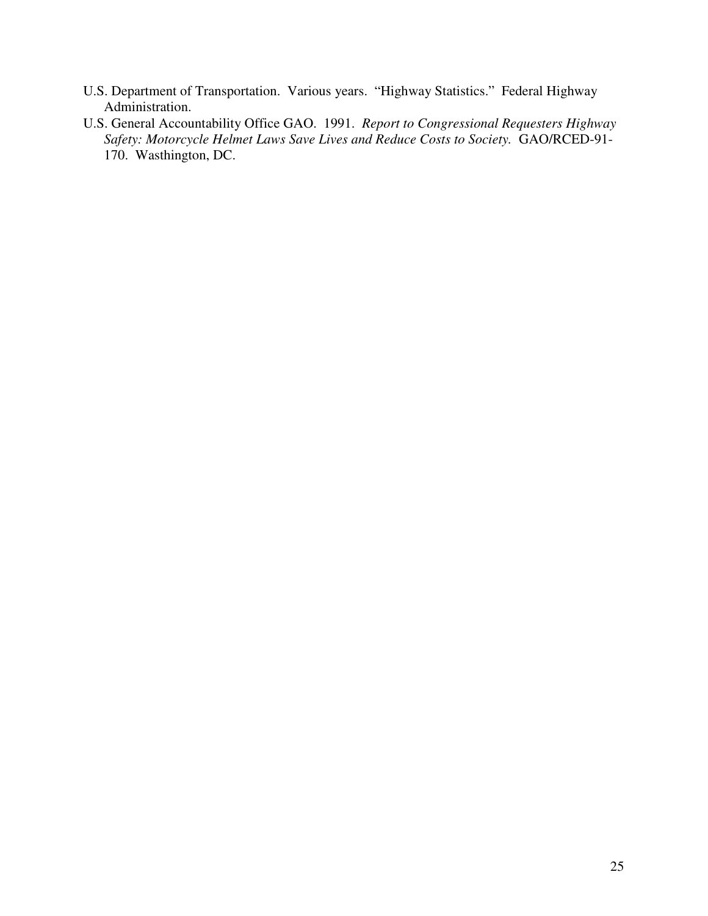U.S. Department of Transportation. Various years. "Highway Statistics." Federal Highway Administration.

U.S. General Accountability Office GAO. 1991. *Report to Congressional Requesters Highway Safety: Motorcycle Helmet Laws Save Lives and Reduce Costs to Society.* GAO/RCED-91-170. Wasthington, DC.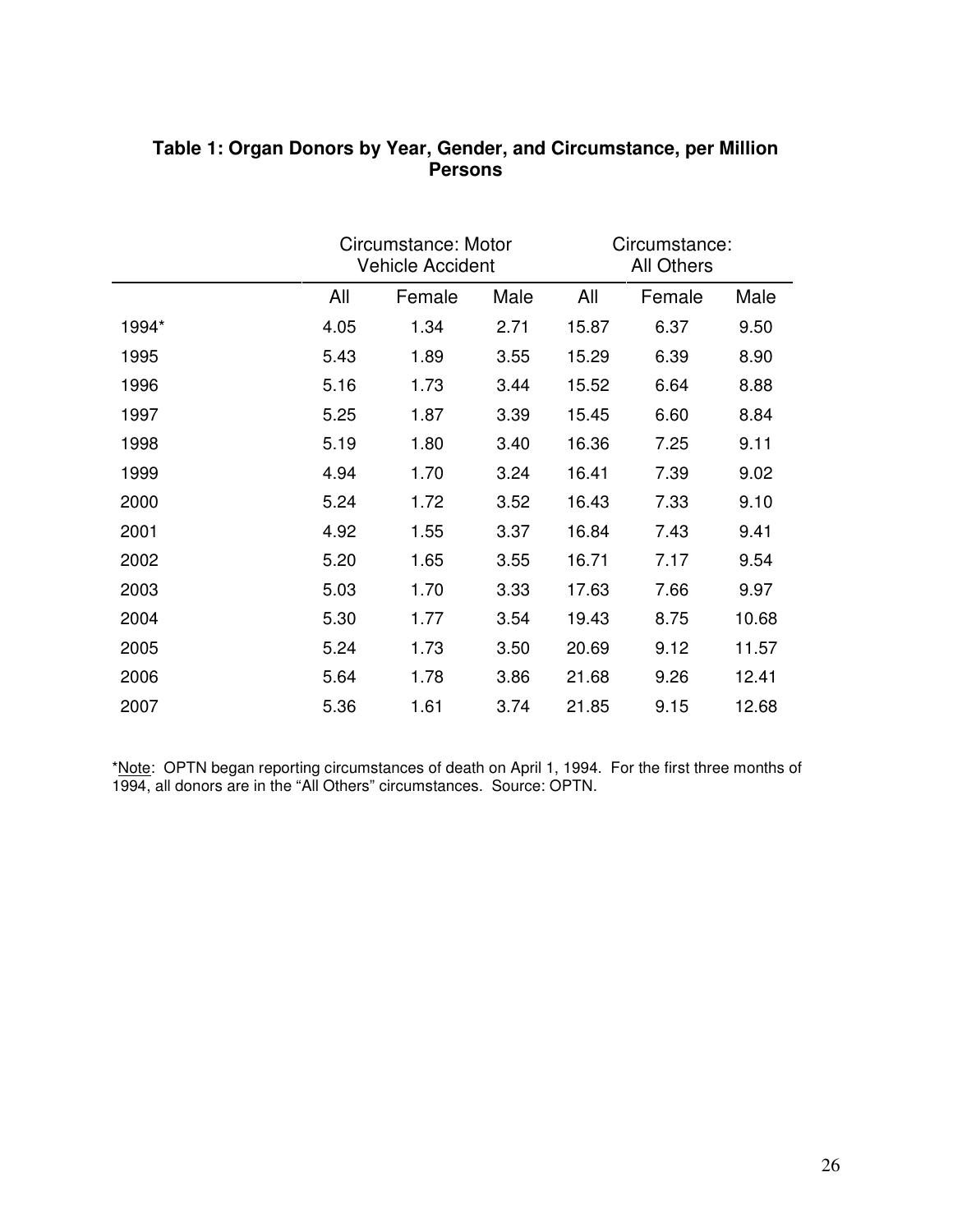**Table 1: Organ Donors by Year, Gender, and Circumstance, per Million Persons**

| | Circumstance: Motor Vehicle Accident | | | Circumstance: All Others | | |
|---|---|---|---|---|---|---|
| | All | Female | Male | All | Female | Male |
| 1994* | 4.05 | 1.34 | 2.71 | 15.87 | 6.37 | 9.50 |
| 1995 | 5.43 | 1.89 | 3.55 | 15.29 | 6.39 | 8.90 |
| 1996 | 5.16 | 1.73 | 3.44 | 15.52 | 6.64 | 8.88 |
| 1997 | 5.25 | 1.87 | 3.39 | 15.45 | 6.60 | 8.84 |
| 1998 | 5.19 | 1.80 | 3.40 | 16.36 | 7.25 | 9.11 |
| 1999 | 4.94 | 1.70 | 3.24 | 16.41 | 7.39 | 9.02 |
| 2000 | 5.24 | 1.72 | 3.52 | 16.43 | 7.33 | 9.10 |
| 2001 | 4.92 | 1.55 | 3.37 | 16.84 | 7.43 | 9.41 |
| 2002 | 5.20 | 1.65 | 3.55 | 16.71 | 7.17 | 9.54 |
| 2003 | 5.03 | 1.70 | 3.33 | 17.63 | 7.66 | 9.97 |
| 2004 | 5.30 | 1.77 | 3.54 | 19.43 | 8.75 | 10.68 |
| 2005 | 5.24 | 1.73 | 3.50 | 20.69 | 9.12 | 11.57 |
| 2006 | 5.64 | 1.78 | 3.86 | 21.68 | 9.26 | 12.41 |
| 2007 | 5.36 | 1.61 | 3.74 | 21.85 | 9.15 | 12.68 |

*Note: OPTN began reporting circumstances of death on April 1, 1994. For the first three months of 1994, all donors are in the "All Others" circumstances. Source: OPTN.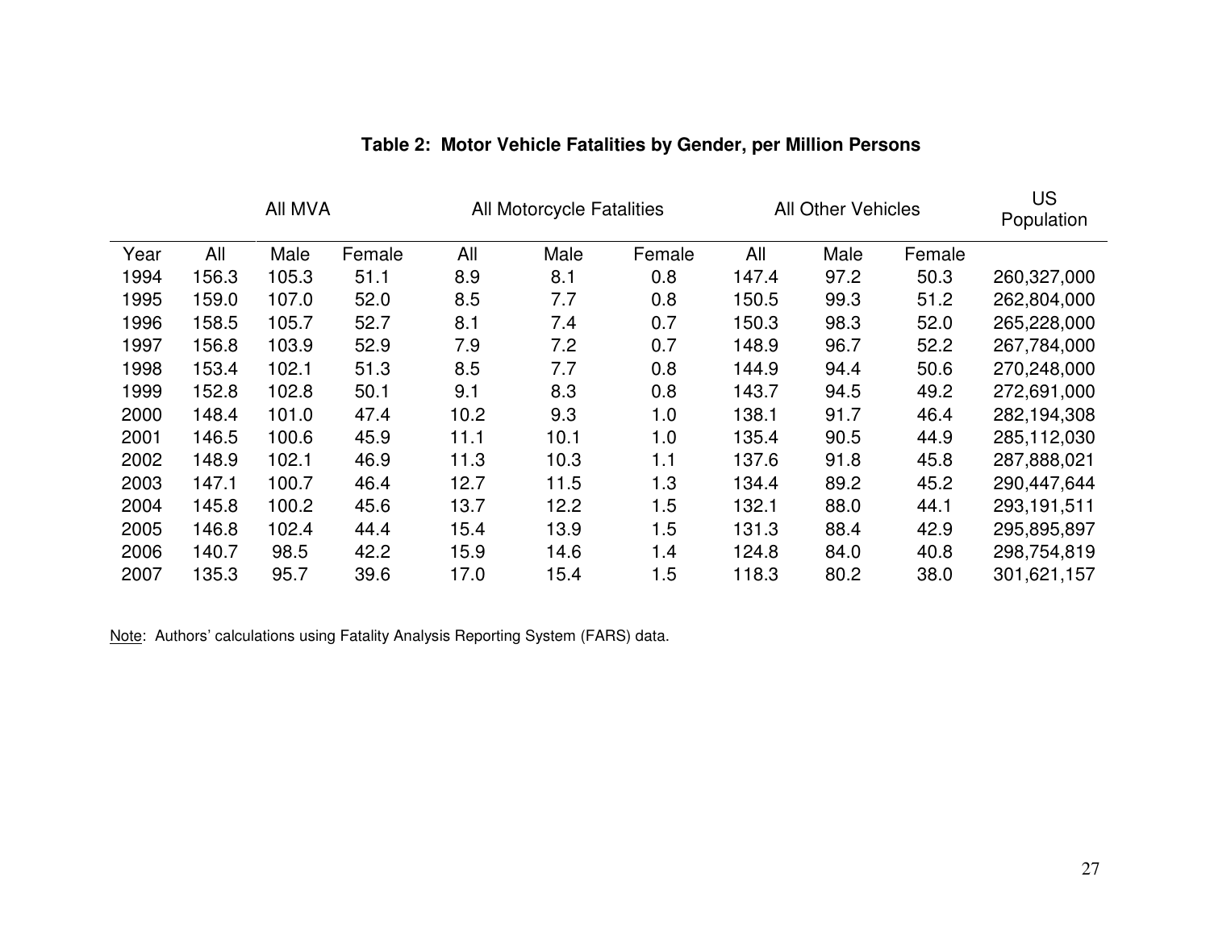**Table 2: Motor Vehicle Fatalities by Gender, per Million Persons**

| | All MVA | | | All Motorcycle Fatalities | | | All Other Vehicles | | | US Population |
|---|---|---|---|---|---|---|---|---|---|---|
| Year | All | Male | Female | All | Male | Female | All | Male | Female | |
| 1994 | 156.3 | 105.3 | 51.1 | 8.9 | 8.1 | 0.8 | 147.4 | 97.2 | 50.3 | 260,327,000 |
| 1995 | 159.0 | 107.0 | 52.0 | 8.5 | 7.7 | 0.8 | 150.5 | 99.3 | 51.2 | 262,804,000 |
| 1996 | 158.5 | 105.7 | 52.7 | 8.1 | 7.4 | 0.7 | 150.3 | 98.3 | 52.0 | 265,228,000 |
| 1997 | 156.8 | 103.9 | 52.9 | 7.9 | 7.2 | 0.7 | 148.9 | 96.7 | 52.2 | 267,784,000 |
| 1998 | 153.4 | 102.1 | 51.3 | 8.5 | 7.7 | 0.8 | 144.9 | 94.4 | 50.6 | 270,248,000 |
| 1999 | 152.8 | 102.8 | 50.1 | 9.1 | 8.3 | 0.8 | 143.7 | 94.5 | 49.2 | 272,691,000 |
| 2000 | 148.4 | 101.0 | 47.4 | 10.2 | 9.3 | 1.0 | 138.1 | 91.7 | 46.4 | 282,194,308 |
| 2001 | 146.5 | 100.6 | 45.9 | 11.1 | 10.1 | 1.0 | 135.4 | 90.5 | 44.9 | 285,112,030 |
| 2002 | 148.9 | 102.1 | 46.9 | 11.3 | 10.3 | 1.1 | 137.6 | 91.8 | 45.8 | 287,888,021 |
| 2003 | 147.1 | 100.7 | 46.4 | 12.7 | 11.5 | 1.3 | 134.4 | 89.2 | 45.2 | 290,447,644 |
| 2004 | 145.8 | 100.2 | 45.6 | 13.7 | 12.2 | 1.5 | 132.1 | 88.0 | 44.1 | 293,191,511 |
| 2005 | 146.8 | 102.4 | 44.4 | 15.4 | 13.9 | 1.5 | 131.3 | 88.4 | 42.9 | 295,895,897 |
| 2006 | 140.7 | 98.5 | 42.2 | 15.9 | 14.6 | 1.4 | 124.8 | 84.0 | 40.8 | 298,754,819 |
| 2007 | 135.3 | 95.7 | 39.6 | 17.0 | 15.4 | 1.5 | 118.3 | 80.2 | 38.0 | 301,621,157 |

Note: Authors' calculations using Fatality Analysis Reporting System (FARS) data.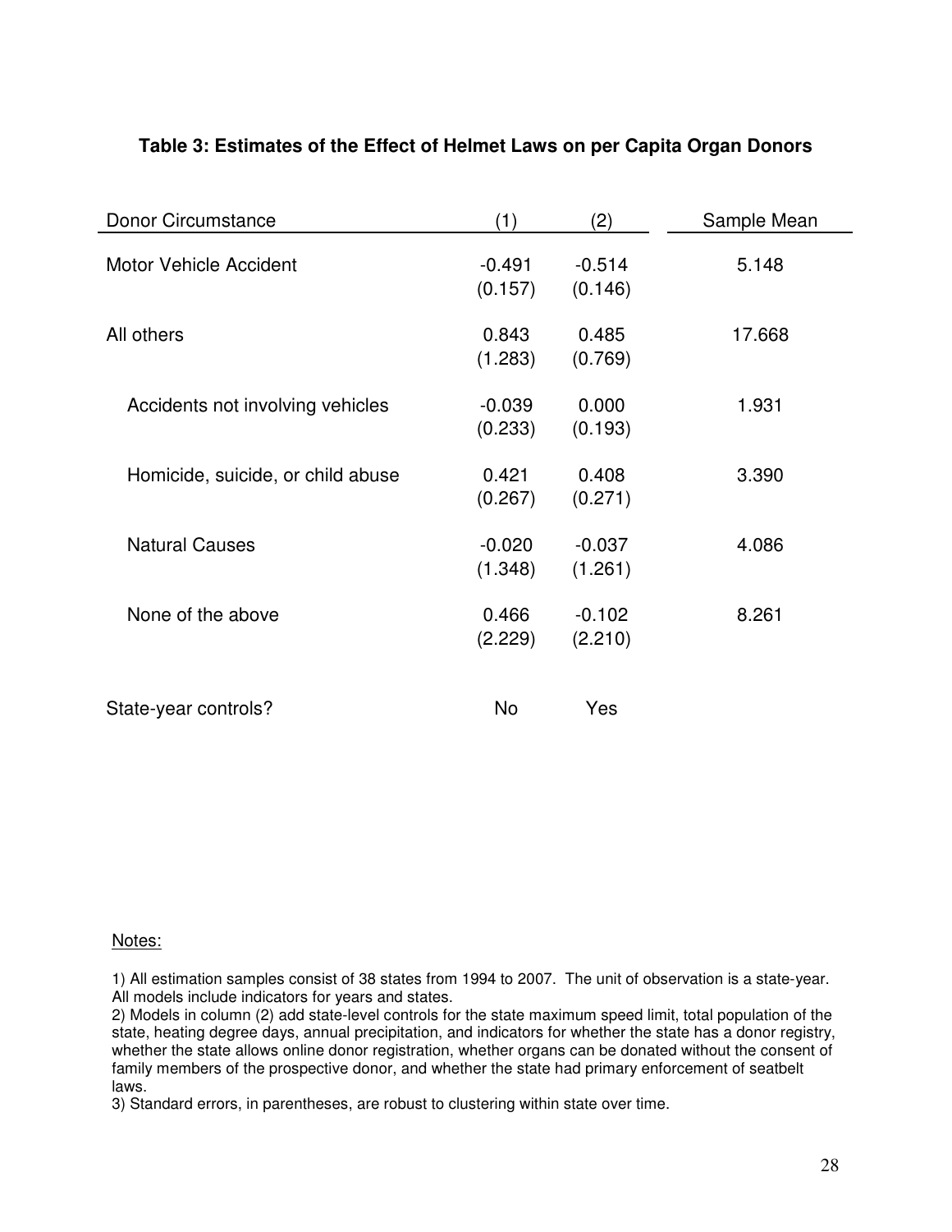**Table 3: Estimates of the Effect of Helmet Laws on per Capita Organ Donors**

| Donor Circumstance | (1) | (2) | Sample Mean |
|---|---|---|---|
| Motor Vehicle Accident | -0.491 | -0.514 | 5.148 |
| | (0.157) | (0.146) | |
| All others | 0.843 | 0.485 | 17.668 |
| | (1.283) | (0.769) | |
| Accidents not involving vehicles | -0.039 | 0.000 | 1.931 |
| | (0.233) | (0.193) | |
| Homicide, suicide, or child abuse | 0.421 | 0.408 | 3.390 |
| | (0.267) | (0.271) | |
| Natural Causes | -0.020 | -0.037 | 4.086 |
| | (1.348) | (1.261) | |
| None of the above | 0.466 | -0.102 | 8.261 |
| | (2.229) | (2.210) | |
| State-year controls? | No | Yes | |

Notes:

1) All estimation samples consist of 38 states from 1994 to 2007. The unit of observation is a state-year. All models include indicators for years and states.
2) Models in column (2) add state-level controls for the state maximum speed limit, total population of the state, heating degree days, annual precipitation, and indicators for whether the state has a donor registry, whether the state allows online donor registration, whether organs can be donated without the consent of family members of the prospective donor, and whether the state had primary enforcement of seatbelt laws.
3) Standard errors, in parentheses, are robust to clustering within state over time.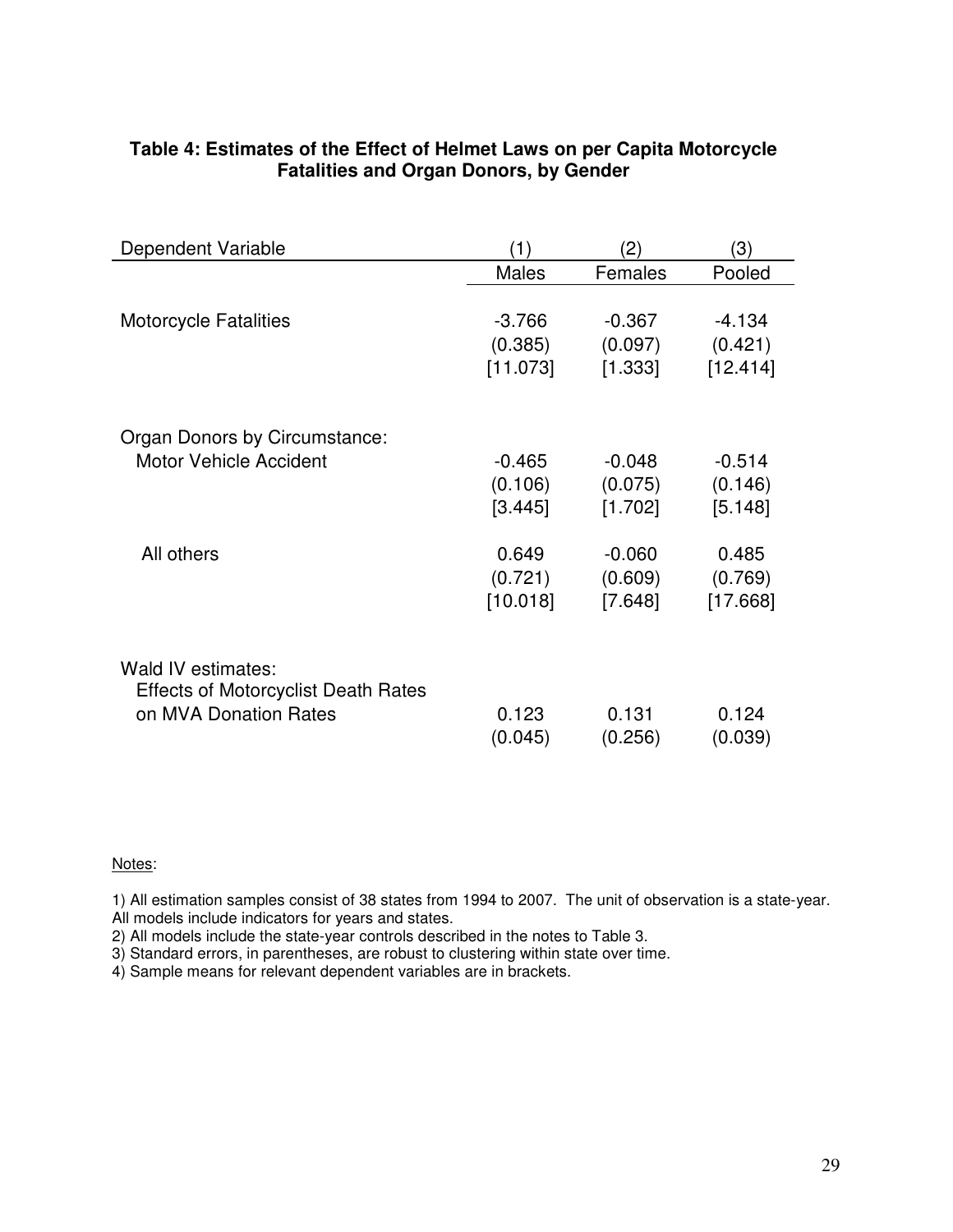**Table 4: Estimates of the Effect of Helmet Laws on per Capita Motorcycle Fatalities and Organ Donors, by Gender**

| Dependent Variable | (1) | (2) | (3) |
|---|---|---|---|
| | Males | Females | Pooled |
| Motorcycle Fatalities | -3.766 | -0.367 | -4.134 |
| | (0.385) | (0.097) | (0.421) |
| | [11.073] | [1.333] | [12.414] |
| Organ Donors by Circumstance: | | | |
| Motor Vehicle Accident | -0.465 | -0.048 | -0.514 |
| | (0.106) | (0.075) | (0.146) |
| | [3.445] | [1.702] | [5.148] |
| All others | 0.649 | -0.060 | 0.485 |
| | (0.721) | (0.609) | (0.769) |
| | [10.018] | [7.648] | [17.668] |
| Wald IV estimates: Effects of Motorcyclist Death Rates on MVA Donation Rates | 0.123 | 0.131 | 0.124 |
| | (0.045) | (0.256) | (0.039) |

Notes:

1) All estimation samples consist of 38 states from 1994 to 2007. The unit of observation is a state-year. All models include indicators for years and states.
2) All models include the state-year controls described in the notes to Table 3.
3) Standard errors, in parentheses, are robust to clustering within state over time.
4) Sample means for relevant dependent variables are in brackets.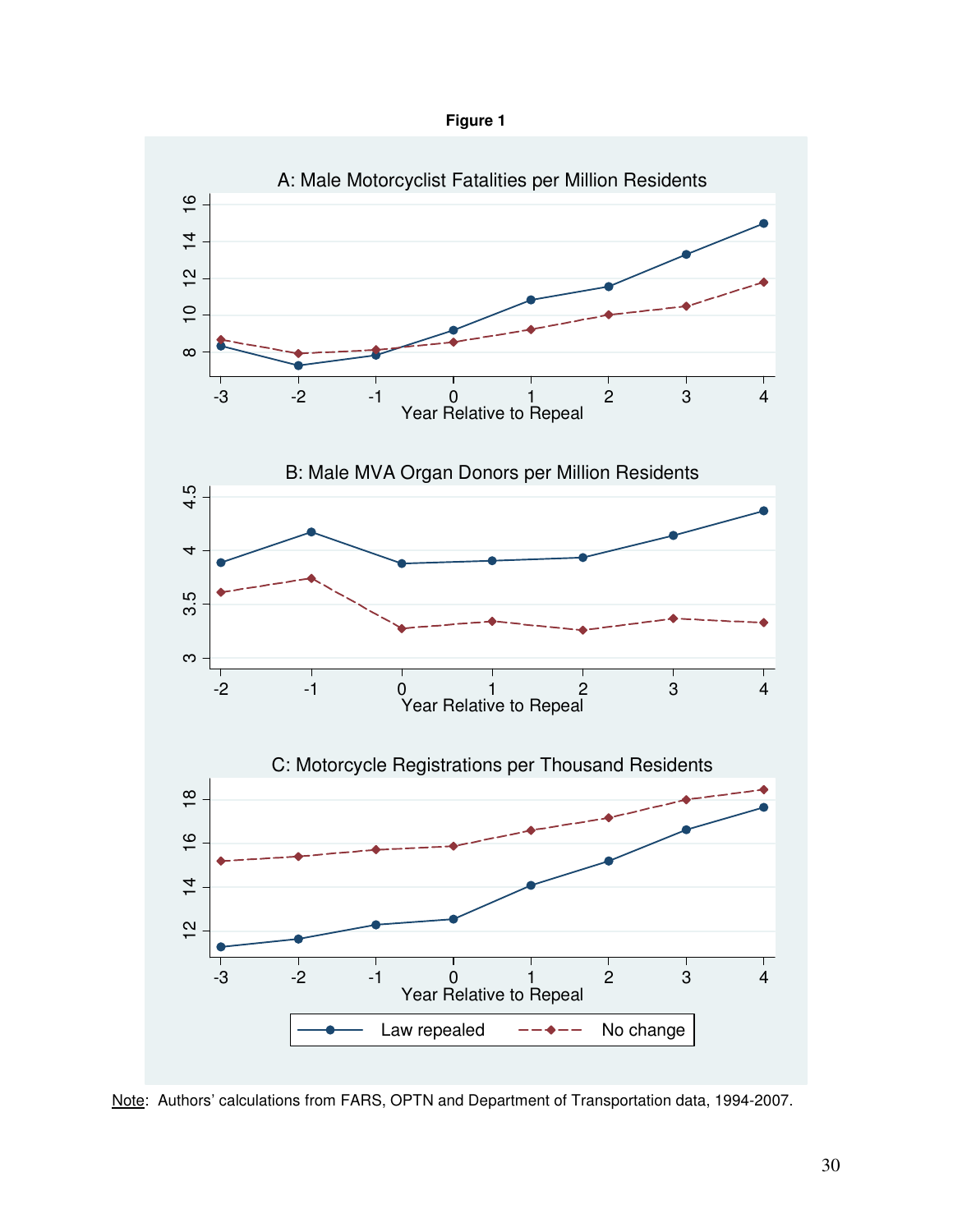**Figure 1**

A: Male Motorcyclist Fatalities per Million Residents

B: Male MVA Organ Donors per Million Residents

C: Motorcycle Registrations per Thousand Residents

Note: Authors' calculations from FARS, OPTN and Department of Transportation data, 1994-2007.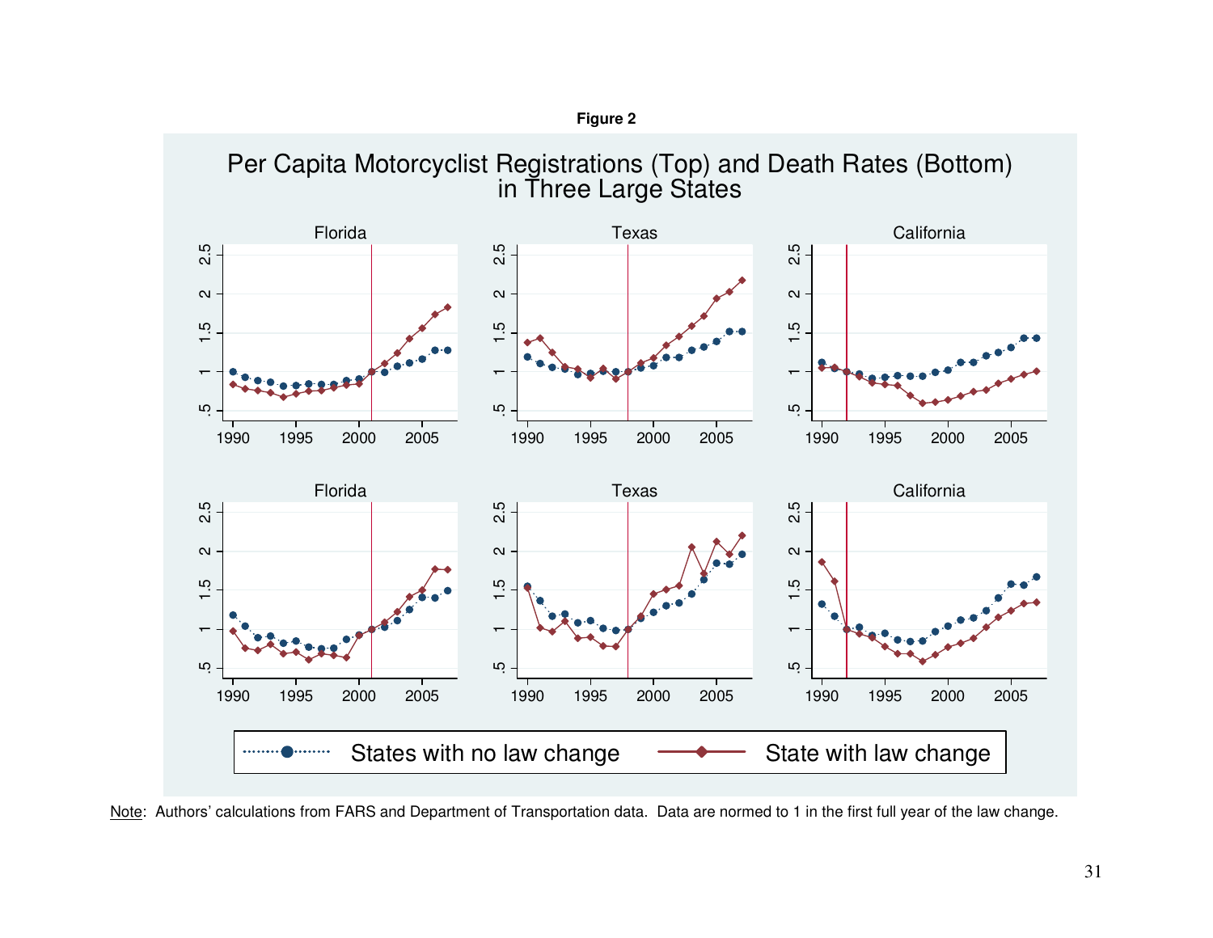**Figure 2**

Per Capita Motorcyclist Registrations (Top) and Death Rates (Bottom) in Three Large States

Note: Authors' calculations from FARS and Department of Transportation data. Data are normed to 1 in the first full year of the law change.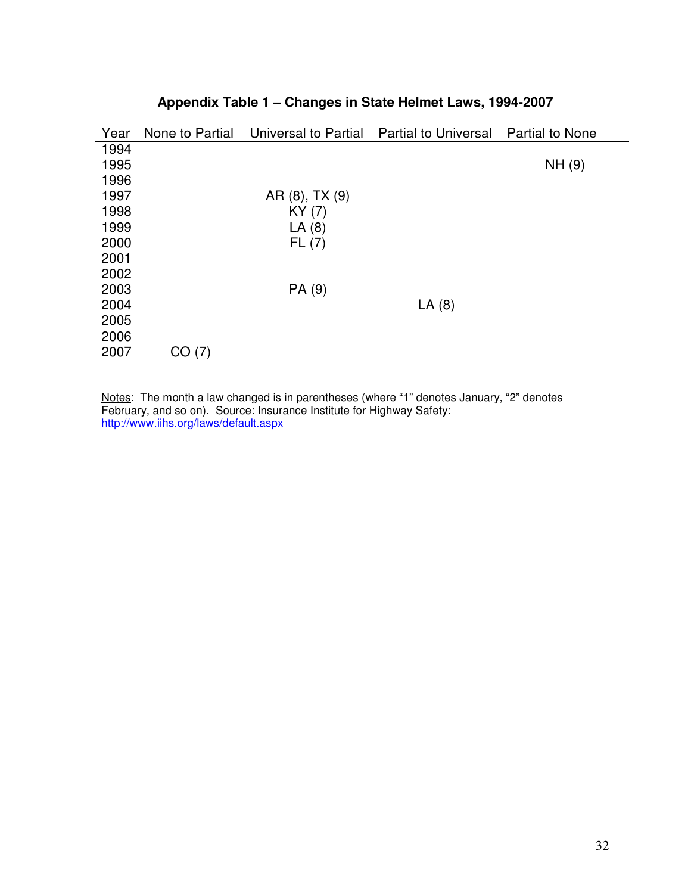**Appendix Table 1 – Changes in State Helmet Laws, 1994-2007**

| Year | None to Partial | Universal to Partial | Partial to Universal | Partial to None |
|---|---|---|---|---|
| 1994 | | | | |
| 1995 | | | | NH (9) |
| 1996 | | | | |
| 1997 | | AR (8), TX (9) | | |
| 1998 | | KY (7) | | |
| 1999 | | LA (8) | | |
| 2000 | | FL (7) | | |
| 2001 | | | | |
| 2002 | | | | |
| 2003 | | PA (9) | | |
| 2004 | | | LA (8) | |
| 2005 | | | | |
| 2006 | | | | |
| 2007 | CO (7) | | | |

Notes: The month a law changed is in parentheses (where "1" denotes January, "2" denotes February, and so on). Source: Insurance Institute for Highway Safety: http://www.iihs.org/laws/default.aspx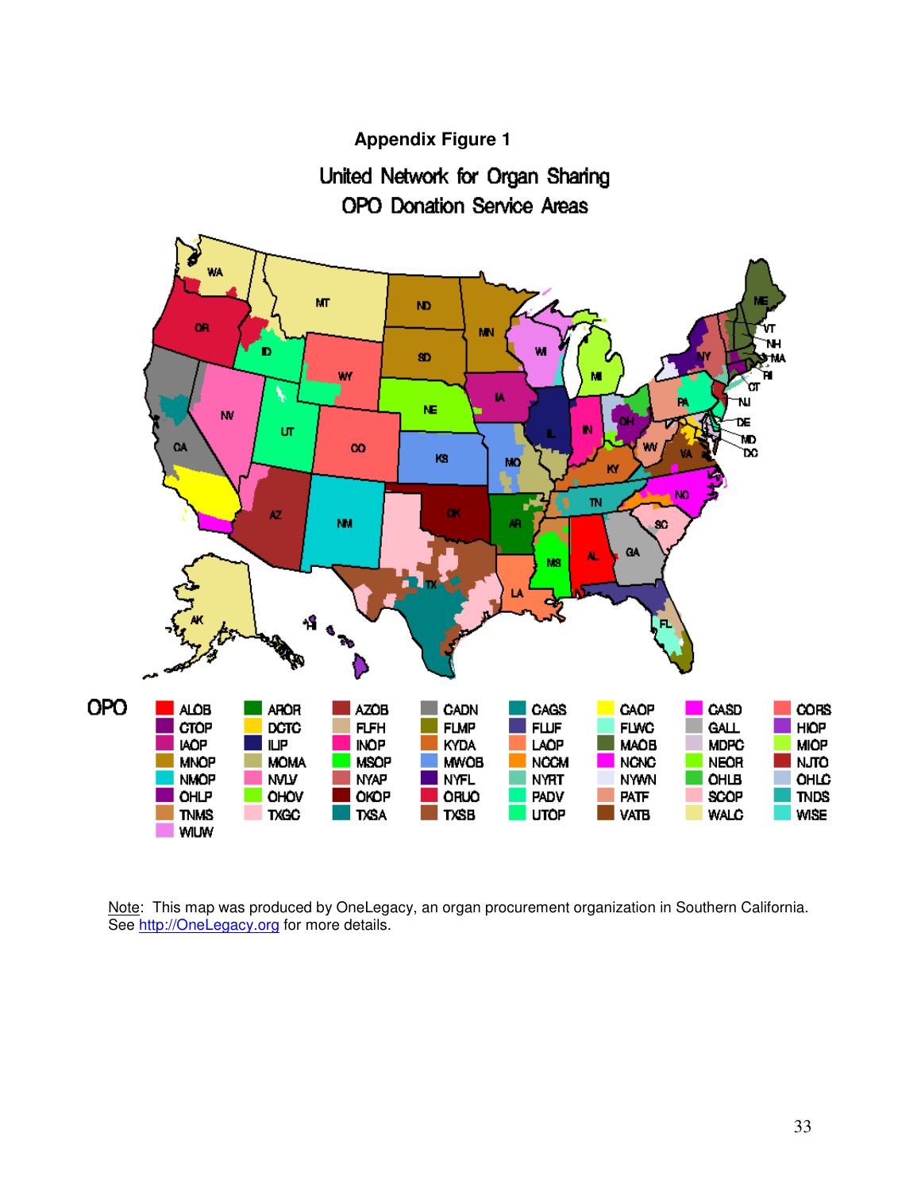**Appendix Figure 1**

United Network for Organ Sharing
OPO Donation Service Areas

WA
MT
ND
MN
OR
ID
SD
WI
MI
NY
ME
VT
NH
MA
RI
CT
NJ
DE
MD
DC
WY
NE
IA
PA
NV
UT
CO
KS
MO
IL
IN
OH
WV
VA
CA
KY
TN
NC
AZ
NM
OK
AR
SC
MS
AL
GA
TX
LA
AK
HI
FL

OPO

ALOB
AROR
AZOB
CADN
CAGS
CAOP
CASD
CORS
CTOP
DCTC
FLFH
FLMP
FLUF
FLWC
GALL
HIOP
IAOP
ILIP
INOP
KYDA
LAOP
MAOB
MDPC
MIOP
MNOP
MOMA
MSOP
MWOB
NCCM
NCNC
NEOR
NJTO
NMOP
NVLV
NYAP
NYFL
NYRT
NYWN
OHLB
OHLC
OHLP
OHOV
OKOP
ORUO
PADV
PATF
SCOP
TNDS
TNMS
TXGC
TXSA
TXSB
UTOP
VATB
WALC
WISE
WIUW

Note: This map was produced by OneLegacy, an organ procurement organization in Southern California. See http://OneLegacy.org for more details.